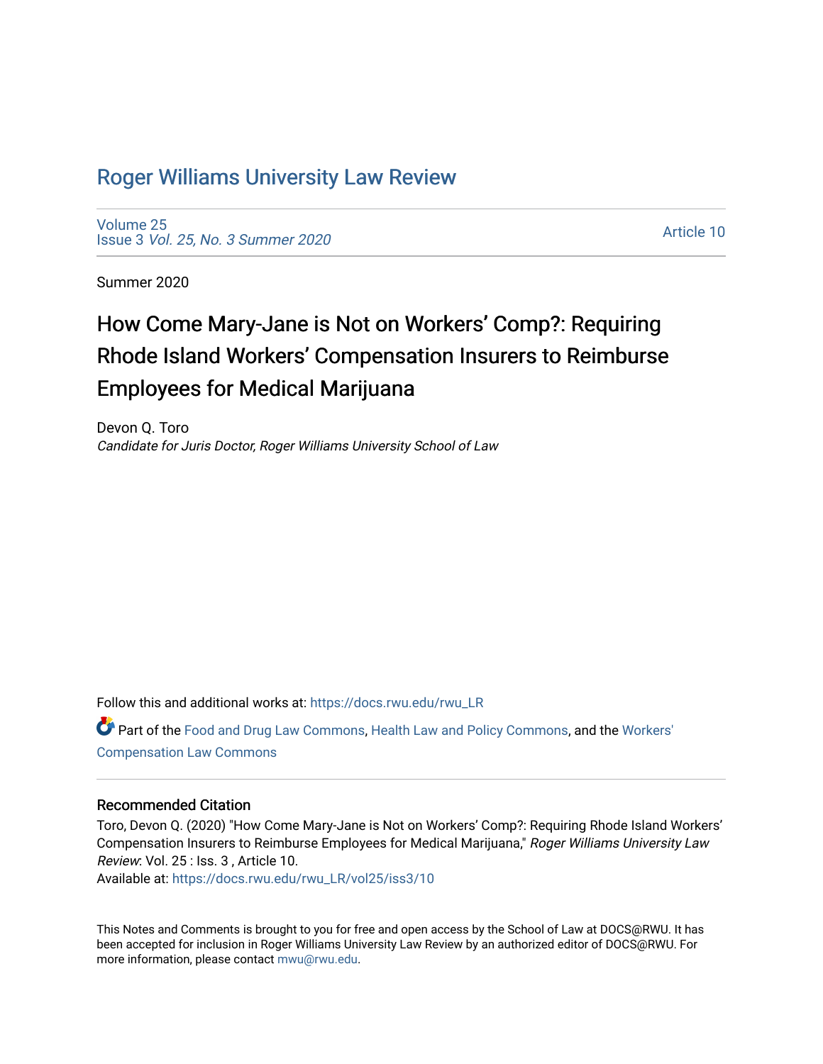# Roger Williams University Law Review

Volume 25
Issue 3 *Vol. 25, No. 3 Summer 2020*

Article 10

Summer 2020

## How Come Mary-Jane is Not on Workers' Comp?: Requiring Rhode Island Workers' Compensation Insurers to Reimburse Employees for Medical Marijuana

Devon Q. Toro
*Candidate for Juris Doctor, Roger Williams University School of Law*

Follow this and additional works at: https://docs.rwu.edu/rwu_LR

Part of the Food and Drug Law Commons, Health Law and Policy Commons, and the Workers' Compensation Law Commons

### Recommended Citation

Toro, Devon Q. (2020) "How Come Mary-Jane is Not on Workers' Comp?: Requiring Rhode Island Workers' Compensation Insurers to Reimburse Employees for Medical Marijuana," *Roger Williams University Law Review*: Vol. 25 : Iss. 3 , Article 10.
Available at: https://docs.rwu.edu/rwu_LR/vol25/iss3/10

This Notes and Comments is brought to you for free and open access by the School of Law at DOCS@RWU. It has been accepted for inclusion in Roger Williams University Law Review by an authorized editor of DOCS@RWU. For more information, please contact mwu@rwu.edu.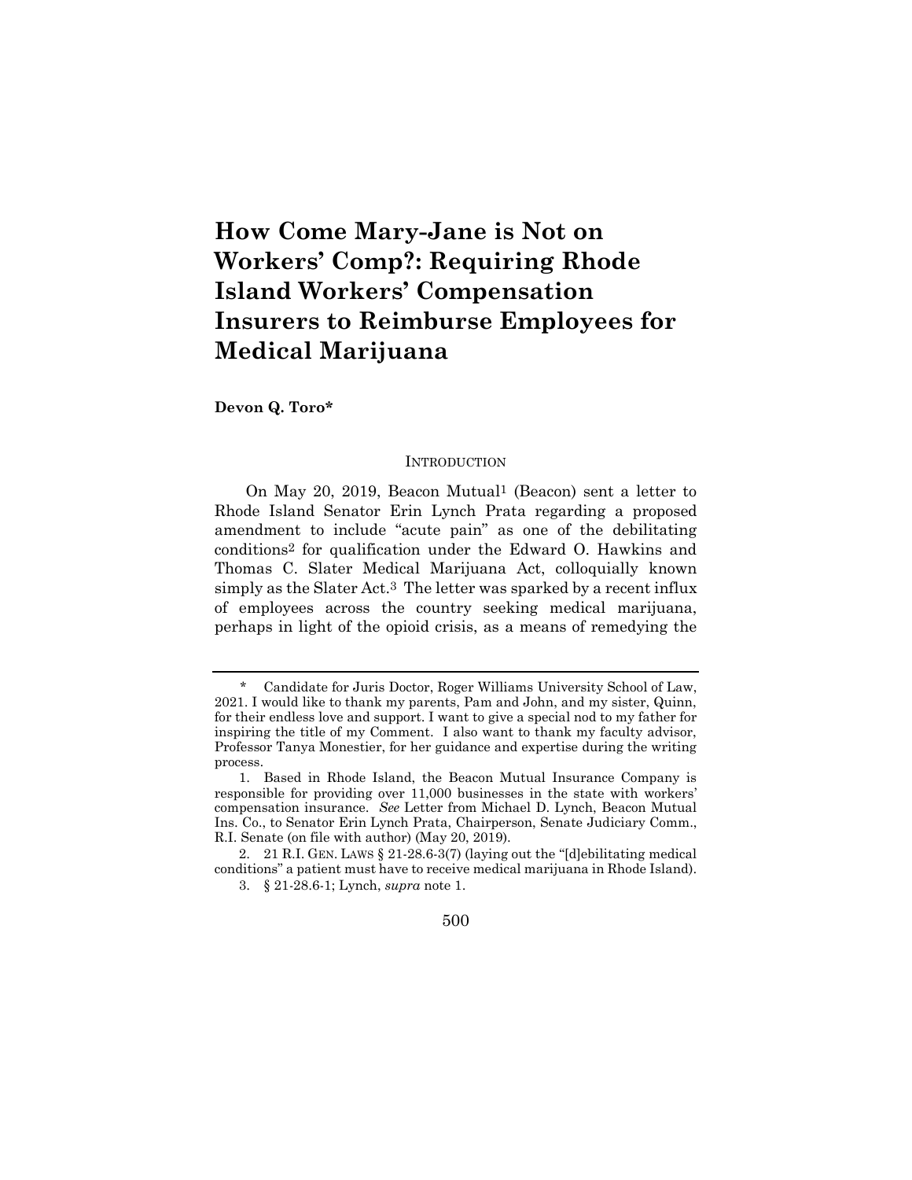# How Come Mary-Jane is Not on Workers' Comp?: Requiring Rhode Island Workers' Compensation Insurers to Reimburse Employees for Medical Marijuana

**Devon Q. Toro***

## INTRODUCTION

On May 20, 2019, Beacon Mutual[1] (Beacon) sent a letter to Rhode Island Senator Erin Lynch Prata regarding a proposed amendment to include "acute pain" as one of the debilitating conditions[2] for qualification under the Edward O. Hawkins and Thomas C. Slater Medical Marijuana Act, colloquially known simply as the Slater Act.[3] The letter was sparked by a recent influx of employees across the country seeking medical marijuana, perhaps in light of the opioid crisis, as a means of remedying the

---

\* Candidate for Juris Doctor, Roger Williams University School of Law, 2021. I would like to thank my parents, Pam and John, and my sister, Quinn, for their endless love and support. I want to give a special nod to my father for inspiring the title of my Comment. I also want to thank my faculty advisor, Professor Tanya Monestier, for her guidance and expertise during the writing process.

1. Based in Rhode Island, the Beacon Mutual Insurance Company is responsible for providing over 11,000 businesses in the state with workers' compensation insurance. *See* Letter from Michael D. Lynch, Beacon Mutual Ins. Co., to Senator Erin Lynch Prata, Chairperson, Senate Judiciary Comm., R.I. Senate (on file with author) (May 20, 2019).

2. 21 R.I. GEN. LAWS § 21-28.6-3(7) (laying out the "[d]ebilitating medical conditions" a patient must have to receive medical marijuana in Rhode Island).

3. § 21-28.6-1; Lynch, *supra* note 1.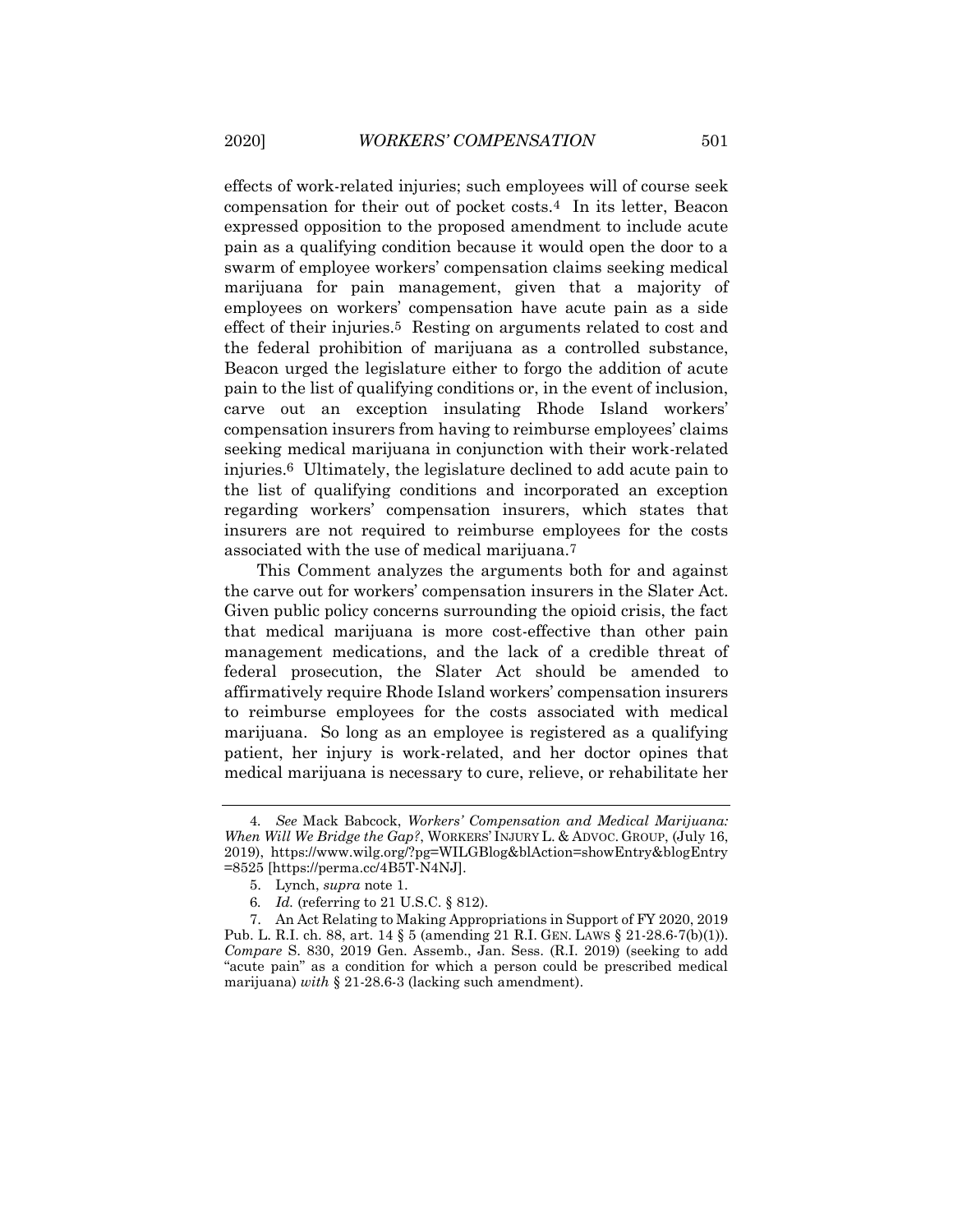effects of work-related injuries; such employees will of course seek compensation for their out of pocket costs.[4] In its letter, Beacon expressed opposition to the proposed amendment to include acute pain as a qualifying condition because it would open the door to a swarm of employee workers' compensation claims seeking medical marijuana for pain management, given that a majority of employees on workers' compensation have acute pain as a side effect of their injuries.[5] Resting on arguments related to cost and the federal prohibition of marijuana as a controlled substance, Beacon urged the legislature either to forgo the addition of acute pain to the list of qualifying conditions or, in the event of inclusion, carve out an exception insulating Rhode Island workers' compensation insurers from having to reimburse employees' claims seeking medical marijuana in conjunction with their work-related injuries.[6] Ultimately, the legislature declined to add acute pain to the list of qualifying conditions and incorporated an exception regarding workers' compensation insurers, which states that insurers are not required to reimburse employees for the costs associated with the use of medical marijuana.[7]

This Comment analyzes the arguments both for and against the carve out for workers' compensation insurers in the Slater Act. Given public policy concerns surrounding the opioid crisis, the fact that medical marijuana is more cost-effective than other pain management medications, and the lack of a credible threat of federal prosecution, the Slater Act should be amended to affirmatively require Rhode Island workers' compensation insurers to reimburse employees for the costs associated with medical marijuana. So long as an employee is registered as a qualifying patient, her injury is work-related, and her doctor opines that medical marijuana is necessary to cure, relieve, or rehabilitate her

---

4. *See* Mack Babcock, *Workers' Compensation and Medical Marijuana: When Will We Bridge the Gap?*, WORKERS' INJURY L. & ADVOC. GROUP, (July 16, 2019), https://www.wilg.org/?pg=WILGBlog&blAction=showEntry&blogEntry=8525 [https://perma.cc/4B5T-N4NJ].

5. Lynch, *supra* note 1.

6. *Id.* (referring to 21 U.S.C. § 812).

7. An Act Relating to Making Appropriations in Support of FY 2020, 2019 Pub. L. R.I. ch. 88, art. 14 § 5 (amending 21 R.I. GEN. LAWS § 21-28.6-7(b)(1)). *Compare* S. 830, 2019 Gen. Assemb., Jan. Sess. (R.I. 2019) (seeking to add "acute pain" as a condition for which a person could be prescribed medical marijuana) *with* § 21-28.6-3 (lacking such amendment).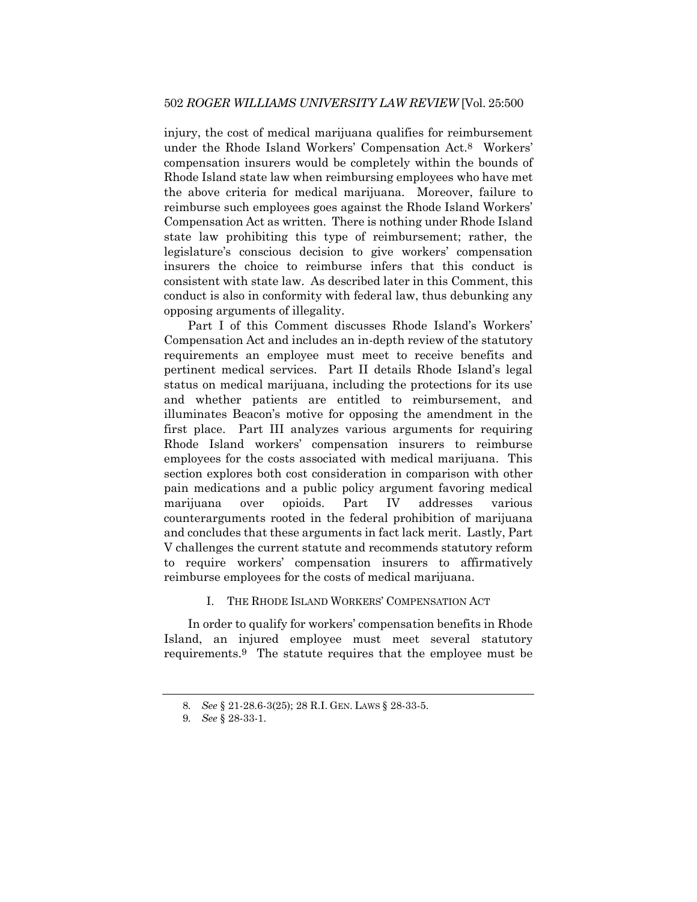injury, the cost of medical marijuana qualifies for reimbursement under the Rhode Island Workers' Compensation Act.[8] Workers' compensation insurers would be completely within the bounds of Rhode Island state law when reimbursing employees who have met the above criteria for medical marijuana. Moreover, failure to reimburse such employees goes against the Rhode Island Workers' Compensation Act as written. There is nothing under Rhode Island state law prohibiting this type of reimbursement; rather, the legislature's conscious decision to give workers' compensation insurers the choice to reimburse infers that this conduct is consistent with state law. As described later in this Comment, this conduct is also in conformity with federal law, thus debunking any opposing arguments of illegality.

Part I of this Comment discusses Rhode Island's Workers' Compensation Act and includes an in-depth review of the statutory requirements an employee must meet to receive benefits and pertinent medical services. Part II details Rhode Island's legal status on medical marijuana, including the protections for its use and whether patients are entitled to reimbursement, and illuminates Beacon's motive for opposing the amendment in the first place. Part III analyzes various arguments for requiring Rhode Island workers' compensation insurers to reimburse employees for the costs associated with medical marijuana. This section explores both cost consideration in comparison with other pain medications and a public policy argument favoring medical marijuana over opioids. Part IV addresses various counterarguments rooted in the federal prohibition of marijuana and concludes that these arguments in fact lack merit. Lastly, Part V challenges the current statute and recommends statutory reform to require workers' compensation insurers to affirmatively reimburse employees for the costs of medical marijuana.

## I. THE RHODE ISLAND WORKERS' COMPENSATION ACT

In order to qualify for workers' compensation benefits in Rhode Island, an injured employee must meet several statutory requirements.[9] The statute requires that the employee must be

---

8. *See* § 21-28.6-3(25); 28 R.I. GEN. LAWS § 28-33-5.

9. *See* § 28-33-1.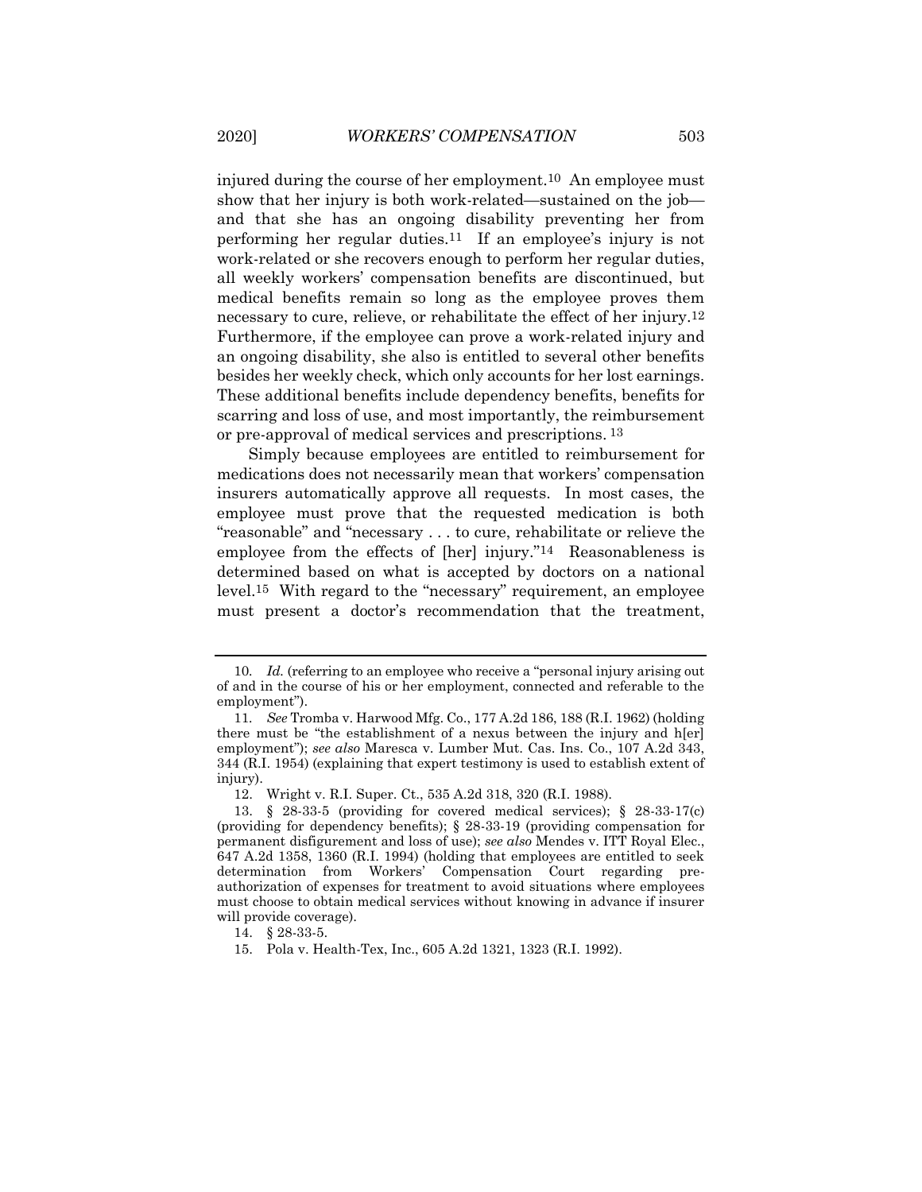injured during the course of her employment.[10] An employee must show that her injury is both work-related—sustained on the job—and that she has an ongoing disability preventing her from performing her regular duties.[11] If an employee's injury is not work-related or she recovers enough to perform her regular duties, all weekly workers' compensation benefits are discontinued, but medical benefits remain so long as the employee proves them necessary to cure, relieve, or rehabilitate the effect of her injury.[12] Furthermore, if the employee can prove a work-related injury and an ongoing disability, she also is entitled to several other benefits besides her weekly check, which only accounts for her lost earnings. These additional benefits include dependency benefits, benefits for scarring and loss of use, and most importantly, the reimbursement or pre-approval of medical services and prescriptions.[13]

Simply because employees are entitled to reimbursement for medications does not necessarily mean that workers' compensation insurers automatically approve all requests. In most cases, the employee must prove that the requested medication is both "reasonable" and "necessary . . . to cure, rehabilitate or relieve the employee from the effects of [her] injury."[14] Reasonableness is determined based on what is accepted by doctors on a national level.[15] With regard to the "necessary" requirement, an employee must present a doctor's recommendation that the treatment,

---

10. *Id.* (referring to an employee who receive a "personal injury arising out of and in the course of his or her employment, connected and referable to the employment").

11. *See* Tromba v. Harwood Mfg. Co., 177 A.2d 186, 188 (R.I. 1962) (holding there must be "the establishment of a nexus between the injury and h[er] employment"); *see also* Maresca v. Lumber Mut. Cas. Ins. Co., 107 A.2d 343, 344 (R.I. 1954) (explaining that expert testimony is used to establish extent of injury).

12. Wright v. R.I. Super. Ct., 535 A.2d 318, 320 (R.I. 1988).

13. § 28-33-5 (providing for covered medical services); § 28-33-17(c) (providing for dependency benefits); § 28-33-19 (providing compensation for permanent disfigurement and loss of use); *see also* Mendes v. ITT Royal Elec., 647 A.2d 1358, 1360 (R.I. 1994) (holding that employees are entitled to seek determination from Workers' Compensation Court regarding pre-authorization of expenses for treatment to avoid situations where employees must choose to obtain medical services without knowing in advance if insurer will provide coverage).

14. § 28-33-5.

15. Pola v. Health-Tex, Inc., 605 A.2d 1321, 1323 (R.I. 1992).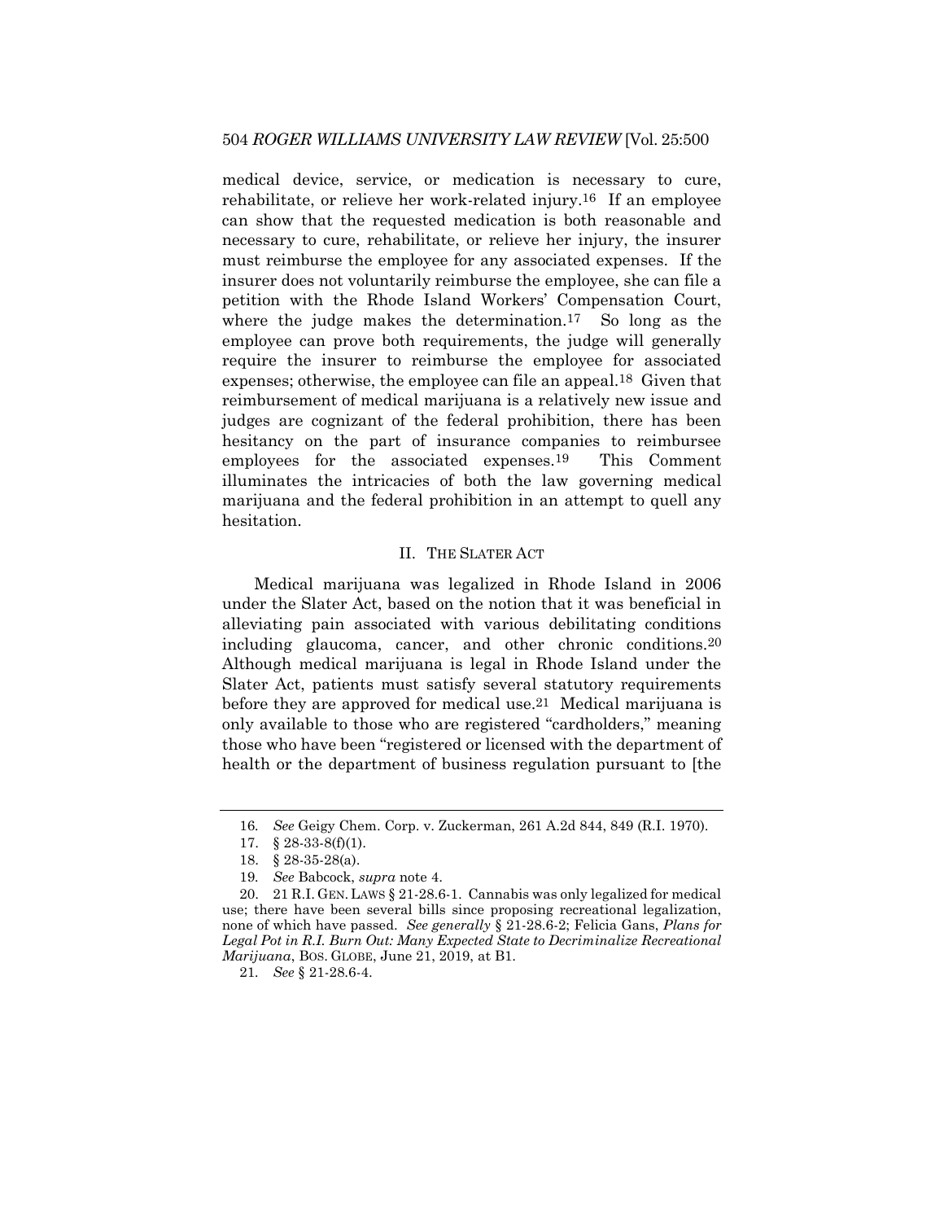medical device, service, or medication is necessary to cure, rehabilitate, or relieve her work-related injury.[16] If an employee can show that the requested medication is both reasonable and necessary to cure, rehabilitate, or relieve her injury, the insurer must reimburse the employee for any associated expenses. If the insurer does not voluntarily reimburse the employee, she can file a petition with the Rhode Island Workers' Compensation Court, where the judge makes the determination.[17] So long as the employee can prove both requirements, the judge will generally require the insurer to reimburse the employee for associated expenses; otherwise, the employee can file an appeal.[18] Given that reimbursement of medical marijuana is a relatively new issue and judges are cognizant of the federal prohibition, there has been hesitancy on the part of insurance companies to reimbursee employees for the associated expenses.[19] This Comment illuminates the intricacies of both the law governing medical marijuana and the federal prohibition in an attempt to quell any hesitation.

## II. The Slater Act

Medical marijuana was legalized in Rhode Island in 2006 under the Slater Act, based on the notion that it was beneficial in alleviating pain associated with various debilitating conditions including glaucoma, cancer, and other chronic conditions.[20] Although medical marijuana is legal in Rhode Island under the Slater Act, patients must satisfy several statutory requirements before they are approved for medical use.[21] Medical marijuana is only available to those who are registered "cardholders," meaning those who have been "registered or licensed with the department of health or the department of business regulation pursuant to [the

---

16. *See* Geigy Chem. Corp. v. Zuckerman, 261 A.2d 844, 849 (R.I. 1970).

17. § 28-33-8(f)(1).

18. § 28-35-28(a).

19. *See* Babcock, *supra* note 4.

20. 21 R.I. Gen. Laws § 21-28.6-1. Cannabis was only legalized for medical use; there have been several bills since proposing recreational legalization, none of which have passed. *See generally* § 21-28.6-2; Felicia Gans, *Plans for Legal Pot in R.I. Burn Out: Many Expected State to Decriminalize Recreational Marijuana*, Bos. Globe, June 21, 2019, at B1.

21. *See* § 21-28.6-4.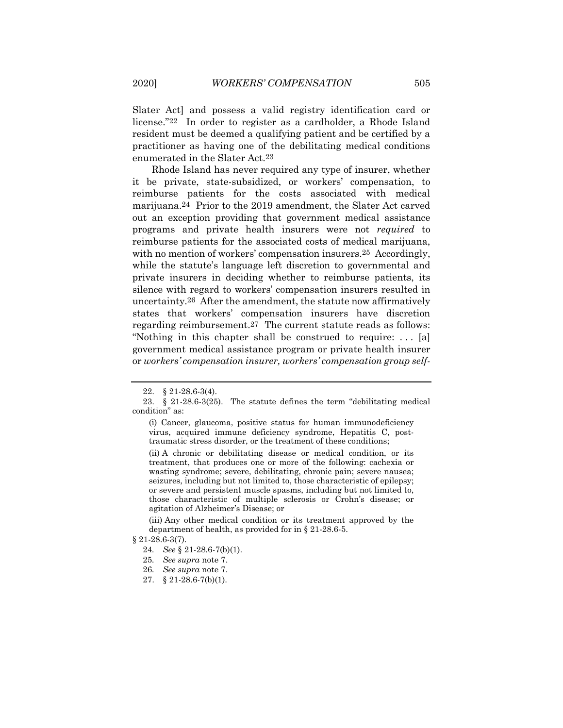Slater Act] and possess a valid registry identification card or license."[22] In order to register as a cardholder, a Rhode Island resident must be deemed a qualifying patient and be certified by a practitioner as having one of the debilitating medical conditions enumerated in the Slater Act.[23]

Rhode Island has never required any type of insurer, whether it be private, state-subsidized, or workers' compensation, to reimburse patients for the costs associated with medical marijuana.[24] Prior to the 2019 amendment, the Slater Act carved out an exception providing that government medical assistance programs and private health insurers were not *required* to reimburse patients for the associated costs of medical marijuana, with no mention of workers' compensation insurers.[25] Accordingly, while the statute's language left discretion to governmental and private insurers in deciding whether to reimburse patients, its silence with regard to workers' compensation insurers resulted in uncertainty.[26] After the amendment, the statute now affirmatively states that workers' compensation insurers have discretion regarding reimbursement.[27] The current statute reads as follows: "Nothing in this chapter shall be construed to require: . . . [a] government medical assistance program or private health insurer or *workers' compensation insurer, workers' compensation group self-*

---

22. § 21-28.6-3(4).

23. § 21-28.6-3(25). The statute defines the term "debilitating medical condition" as:

> (i) Cancer, glaucoma, positive status for human immunodeficiency virus, acquired immune deficiency syndrome, Hepatitis C, post-traumatic stress disorder, or the treatment of these conditions;
>
> (ii) A chronic or debilitating disease or medical condition, or its treatment, that produces one or more of the following: cachexia or wasting syndrome; severe, debilitating, chronic pain; severe nausea; seizures, including but not limited to, those characteristic of epilepsy; or severe and persistent muscle spasms, including but not limited to, those characteristic of multiple sclerosis or Crohn's disease; or agitation of Alzheimer's Disease; or
>
> (iii) Any other medical condition or its treatment approved by the department of health, as provided for in § 21-28.6-5.

§ 21-28.6-3(7).

24. *See* § 21-28.6-7(b)(1).

25. *See supra* note 7.

26. *See supra* note 7.

27. § 21-28.6-7(b)(1).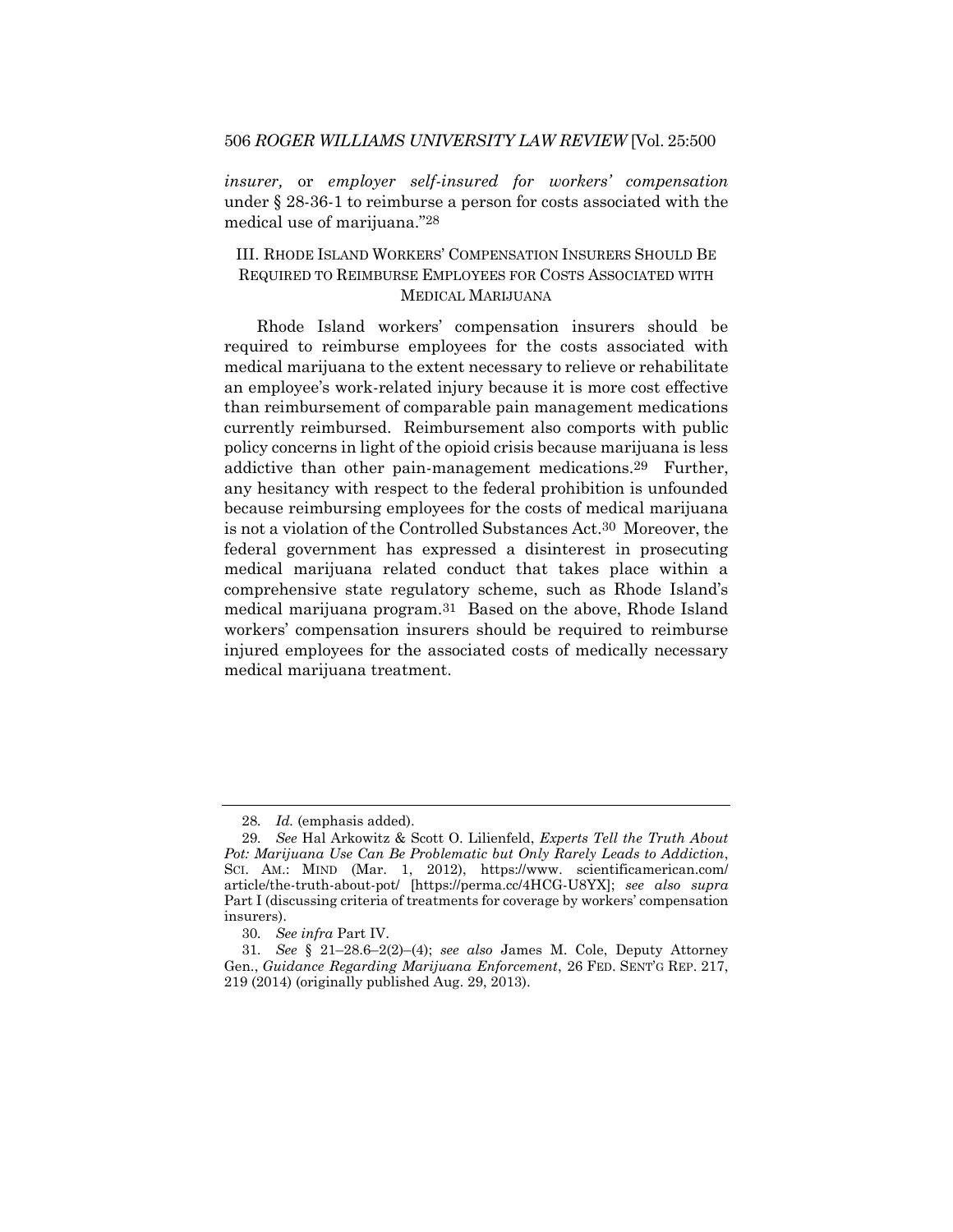*insurer,* or *employer self-insured for workers' compensation* under § 28-36-1 to reimburse a person for costs associated with the medical use of marijuana."[28]

## III. Rhode Island Workers' Compensation Insurers Should Be Required to Reimburse Employees for Costs Associated with Medical Marijuana

Rhode Island workers' compensation insurers should be required to reimburse employees for the costs associated with medical marijuana to the extent necessary to relieve or rehabilitate an employee's work-related injury because it is more cost effective than reimbursement of comparable pain management medications currently reimbursed. Reimbursement also comports with public policy concerns in light of the opioid crisis because marijuana is less addictive than other pain-management medications.[29] Further, any hesitancy with respect to the federal prohibition is unfounded because reimbursing employees for the costs of medical marijuana is not a violation of the Controlled Substances Act.[30] Moreover, the federal government has expressed a disinterest in prosecuting medical marijuana related conduct that takes place within a comprehensive state regulatory scheme, such as Rhode Island's medical marijuana program.[31] Based on the above, Rhode Island workers' compensation insurers should be required to reimburse injured employees for the associated costs of medically necessary medical marijuana treatment.

---

28. *Id.* (emphasis added).

29. *See* Hal Arkowitz & Scott O. Lilienfeld, *Experts Tell the Truth About Pot: Marijuana Use Can Be Problematic but Only Rarely Leads to Addiction*, SCI. AM.: MIND (Mar. 1, 2012), https://www.scientificamerican.com/article/the-truth-about-pot/ [https://perma.cc/4HCG-U8YX]; *see also supra* Part I (discussing criteria of treatments for coverage by workers' compensation insurers).

30. *See infra* Part IV.

31. *See* § 21–28.6–2(2)–(4); *see also* James M. Cole, Deputy Attorney Gen., *Guidance Regarding Marijuana Enforcement*, 26 FED. SENT'G REP. 217, 219 (2014) (originally published Aug. 29, 2013).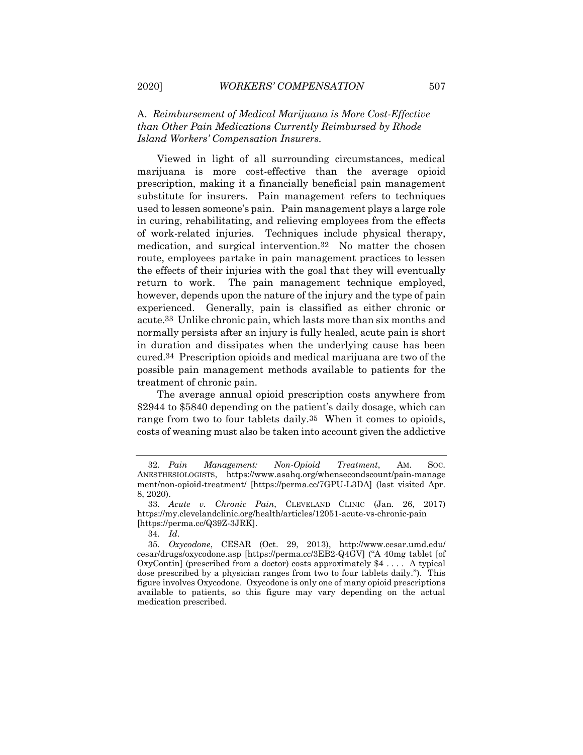### A. *Reimbursement of Medical Marijuana is More Cost-Effective than Other Pain Medications Currently Reimbursed by Rhode Island Workers' Compensation Insurers.*

Viewed in light of all surrounding circumstances, medical marijuana is more cost-effective than the average opioid prescription, making it a financially beneficial pain management substitute for insurers. Pain management refers to techniques used to lessen someone's pain. Pain management plays a large role in curing, rehabilitating, and relieving employees from the effects of work-related injuries. Techniques include physical therapy, medication, and surgical intervention.[32] No matter the chosen route, employees partake in pain management practices to lessen the effects of their injuries with the goal that they will eventually return to work. The pain management technique employed, however, depends upon the nature of the injury and the type of pain experienced. Generally, pain is classified as either chronic or acute.[33] Unlike chronic pain, which lasts more than six months and normally persists after an injury is fully healed, acute pain is short in duration and dissipates when the underlying cause has been cured.[34] Prescription opioids and medical marijuana are two of the possible pain management methods available to patients for the treatment of chronic pain.

The average annual opioid prescription costs anywhere from $2944 to $5840 depending on the patient's daily dosage, which can range from two to four tablets daily.[35] When it comes to opioids, costs of weaning must also be taken into account given the addictive

---

32. *Pain Management: Non-Opioid Treatment*, AM. SOC. ANESTHESIOLOGISTS, https://www.asahq.org/whensecondscount/pain-management/non-opioid-treatment/ [https://perma.cc/7GPU-L3DA] (last visited Apr. 8, 2020).

33. *Acute v. Chronic Pain*, CLEVELAND CLINIC (Jan. 26, 2017) https://my.clevelandclinic.org/health/articles/12051-acute-vs-chronic-pain [https://perma.cc/Q39Z-3JRK].

34. *Id*.

35. *Oxycodone*, CESAR (Oct. 29, 2013), http://www.cesar.umd.edu/cesar/drugs/oxycodone.asp [https://perma.cc/3EB2-Q4GV] ("A 40mg tablet [of OxyContin] (prescribed from a doctor) costs approximately $4 . . . . A typical dose prescribed by a physician ranges from two to four tablets daily."). This figure involves Oxycodone. Oxycodone is only one of many opioid prescriptions available to patients, so this figure may vary depending on the actual medication prescribed.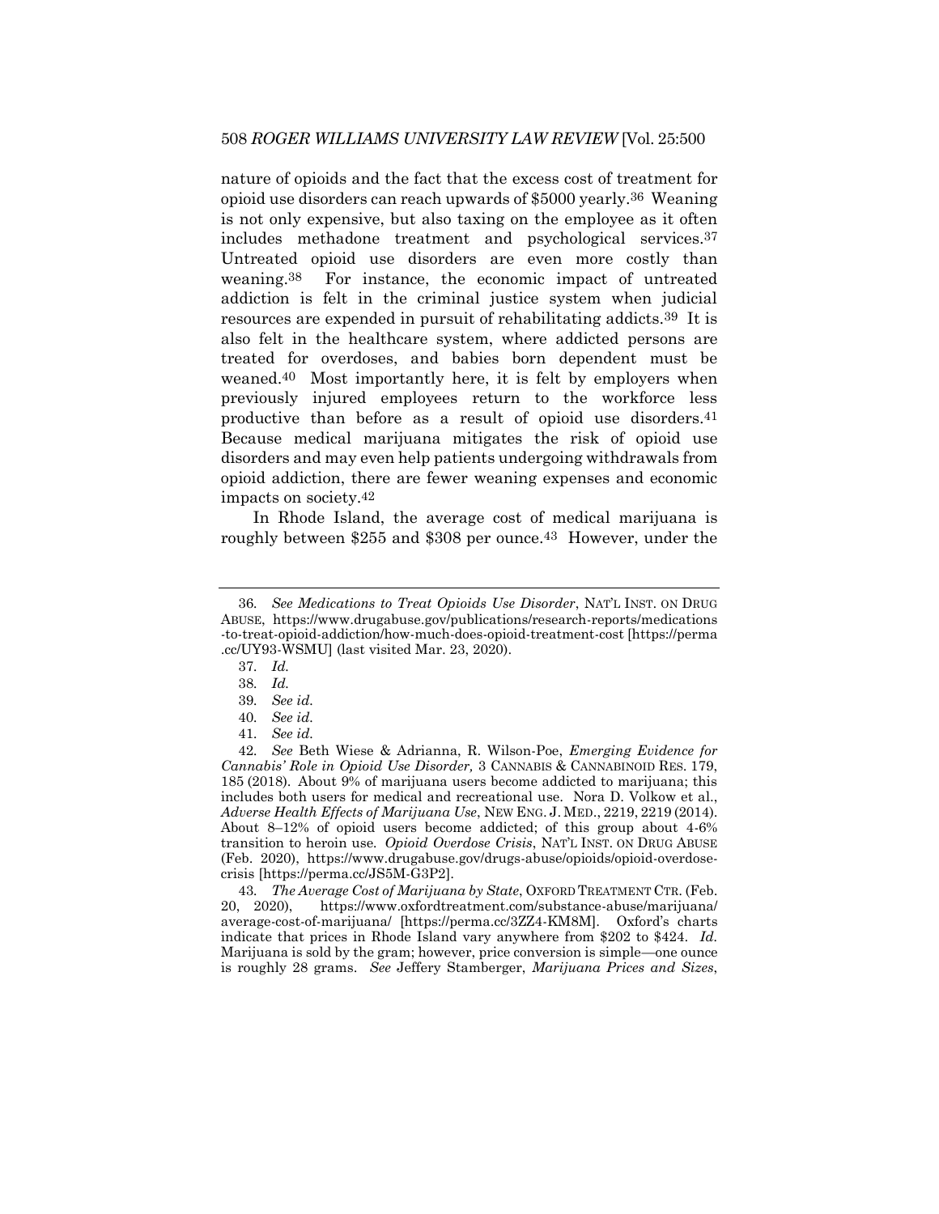nature of opioids and the fact that the excess cost of treatment for opioid use disorders can reach upwards of $5000 yearly.[36] Weaning is not only expensive, but also taxing on the employee as it often includes methadone treatment and psychological services.[37] Untreated opioid use disorders are even more costly than weaning.[38] For instance, the economic impact of untreated addiction is felt in the criminal justice system when judicial resources are expended in pursuit of rehabilitating addicts.[39] It is also felt in the healthcare system, where addicted persons are treated for overdoses, and babies born dependent must be weaned.[40] Most importantly here, it is felt by employers when previously injured employees return to the workforce less productive than before as a result of opioid use disorders.[41] Because medical marijuana mitigates the risk of opioid use disorders and may even help patients undergoing withdrawals from opioid addiction, there are fewer weaning expenses and economic impacts on society.[42]

In Rhode Island, the average cost of medical marijuana is roughly between $255 and $308 per ounce.[43] However, under the

---

36. *See Medications to Treat Opioids Use Disorder*, NAT'L INST. ON DRUG ABUSE, https://www.drugabuse.gov/publications/research-reports/medications-to-treat-opioid-addiction/how-much-does-opioid-treatment-cost [https://perma.cc/UY93-WSMU] (last visited Mar. 23, 2020).

37. *Id.*

38. *Id.*

39. *See id.*

40. *See id.*

41. *See id.*

42. *See* Beth Wiese & Adrianna, R. Wilson-Poe, *Emerging Evidence for Cannabis' Role in Opioid Use Disorder,* 3 CANNABIS & CANNABINOID RES. 179, 185 (2018). About 9% of marijuana users become addicted to marijuana; this includes both users for medical and recreational use. Nora D. Volkow et al., *Adverse Health Effects of Marijuana Use*, NEW ENG. J. MED., 2219, 2219 (2014). About 8–12% of opioid users become addicted; of this group about 4-6% transition to heroin use. *Opioid Overdose Crisis*, NAT'L INST. ON DRUG ABUSE (Feb. 2020), https://www.drugabuse.gov/drugs-abuse/opioids/opioid-overdose-crisis [https://perma.cc/JS5M-G3P2].

43. *The Average Cost of Marijuana by State*, OXFORD TREATMENT CTR. (Feb. 20, 2020), https://www.oxfordtreatment.com/substance-abuse/marijuana/average-cost-of-marijuana/ [https://perma.cc/3ZZ4-KM8M]. Oxford's charts indicate that prices in Rhode Island vary anywhere from $202 to $424. *Id.* Marijuana is sold by the gram; however, price conversion is simple—one ounce is roughly 28 grams. *See* Jeffery Stamberger, *Marijuana Prices and Sizes*,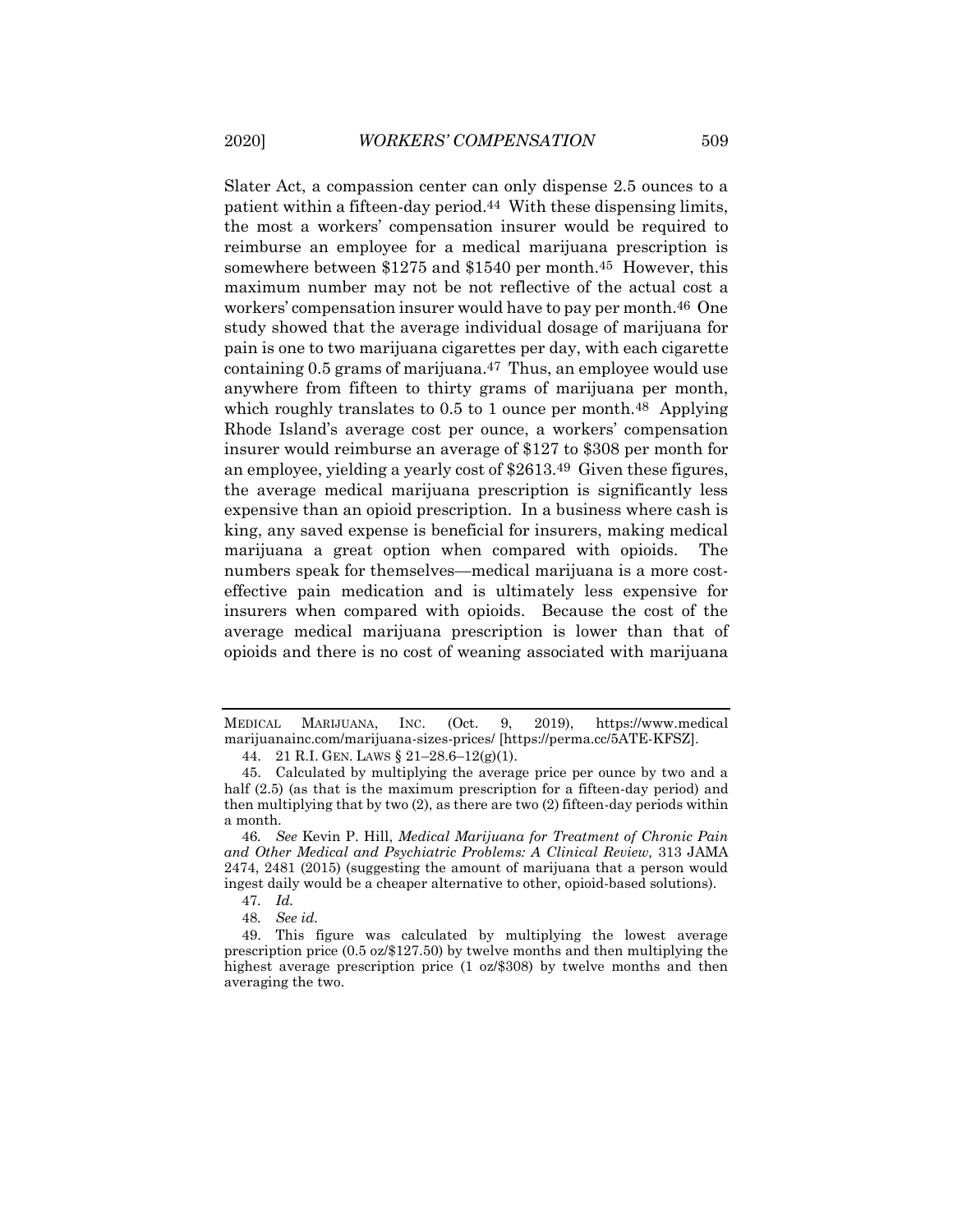Slater Act, a compassion center can only dispense 2.5 ounces to a patient within a fifteen-day period.[44] With these dispensing limits, the most a workers' compensation insurer would be required to reimburse an employee for a medical marijuana prescription is somewhere between $1275 and $1540 per month.[45] However, this maximum number may not be not reflective of the actual cost a workers' compensation insurer would have to pay per month.[46] One study showed that the average individual dosage of marijuana for pain is one to two marijuana cigarettes per day, with each cigarette containing 0.5 grams of marijuana.[47] Thus, an employee would use anywhere from fifteen to thirty grams of marijuana per month, which roughly translates to 0.5 to 1 ounce per month.[48] Applying Rhode Island's average cost per ounce, a workers' compensation insurer would reimburse an average of $127 to $308 per month for an employee, yielding a yearly cost of $2613.[49] Given these figures, the average medical marijuana prescription is significantly less expensive than an opioid prescription. In a business where cash is king, any saved expense is beneficial for insurers, making medical marijuana a great option when compared with opioids. The numbers speak for themselves—medical marijuana is a more cost-effective pain medication and is ultimately less expensive for insurers when compared with opioids. Because the cost of the average medical marijuana prescription is lower than that of opioids and there is no cost of weaning associated with marijuana

---

MEDICAL MARIJUANA, INC. (Oct. 9, 2019), https://www.medicalmarijuanainc.com/marijuana-sizes-prices/ [https://perma.cc/5ATE-KFSZ].

44. 21 R.I. GEN. LAWS § 21–28.6–12(g)(1).

45. Calculated by multiplying the average price per ounce by two and a half (2.5) (as that is the maximum prescription for a fifteen-day period) and then multiplying that by two (2), as there are two (2) fifteen-day periods within a month.

46. *See* Kevin P. Hill, *Medical Marijuana for Treatment of Chronic Pain and Other Medical and Psychiatric Problems: A Clinical Review,* 313 JAMA 2474, 2481 (2015) (suggesting the amount of marijuana that a person would ingest daily would be a cheaper alternative to other, opioid-based solutions).

47. *Id.*

48. *See id.*

49. This figure was calculated by multiplying the lowest average prescription price (0.5 oz/$127.50) by twelve months and then multiplying the highest average prescription price (1 oz/$308) by twelve months and then averaging the two.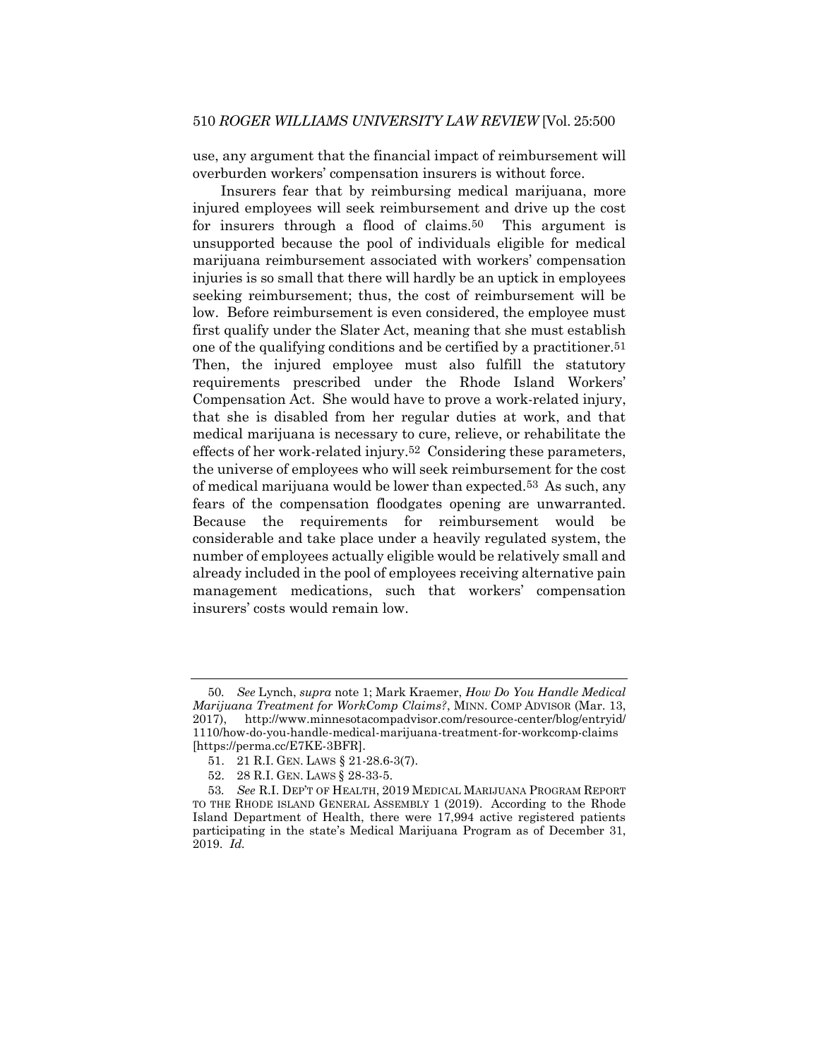use, any argument that the financial impact of reimbursement will overburden workers' compensation insurers is without force.

Insurers fear that by reimbursing medical marijuana, more injured employees will seek reimbursement and drive up the cost for insurers through a flood of claims.[50] This argument is unsupported because the pool of individuals eligible for medical marijuana reimbursement associated with workers' compensation injuries is so small that there will hardly be an uptick in employees seeking reimbursement; thus, the cost of reimbursement will be low. Before reimbursement is even considered, the employee must first qualify under the Slater Act, meaning that she must establish one of the qualifying conditions and be certified by a practitioner.[51] Then, the injured employee must also fulfill the statutory requirements prescribed under the Rhode Island Workers' Compensation Act. She would have to prove a work-related injury, that she is disabled from her regular duties at work, and that medical marijuana is necessary to cure, relieve, or rehabilitate the effects of her work-related injury.[52] Considering these parameters, the universe of employees who will seek reimbursement for the cost of medical marijuana would be lower than expected.[53] As such, any fears of the compensation floodgates opening are unwarranted. Because the requirements for reimbursement would be considerable and take place under a heavily regulated system, the number of employees actually eligible would be relatively small and already included in the pool of employees receiving alternative pain management medications, such that workers' compensation insurers' costs would remain low.

---

50. *See* Lynch, *supra* note 1; Mark Kraemer, *How Do You Handle Medical Marijuana Treatment for WorkComp Claims?*, MINN. COMP ADVISOR (Mar. 13, 2017), http://www.minnesotacompadvisor.com/resource-center/blog/entryid/1110/how-do-you-handle-medical-marijuana-treatment-for-workcomp-claims [https://perma.cc/E7KE-3BFR].

51. 21 R.I. GEN. LAWS § 21-28.6-3(7).

52. 28 R.I. GEN. LAWS § 28-33-5.

53. *See* R.I. DEP'T OF HEALTH, 2019 MEDICAL MARIJUANA PROGRAM REPORT TO THE RHODE ISLAND GENERAL ASSEMBLY 1 (2019). According to the Rhode Island Department of Health, there were 17,994 active registered patients participating in the state's Medical Marijuana Program as of December 31, 2019. *Id.*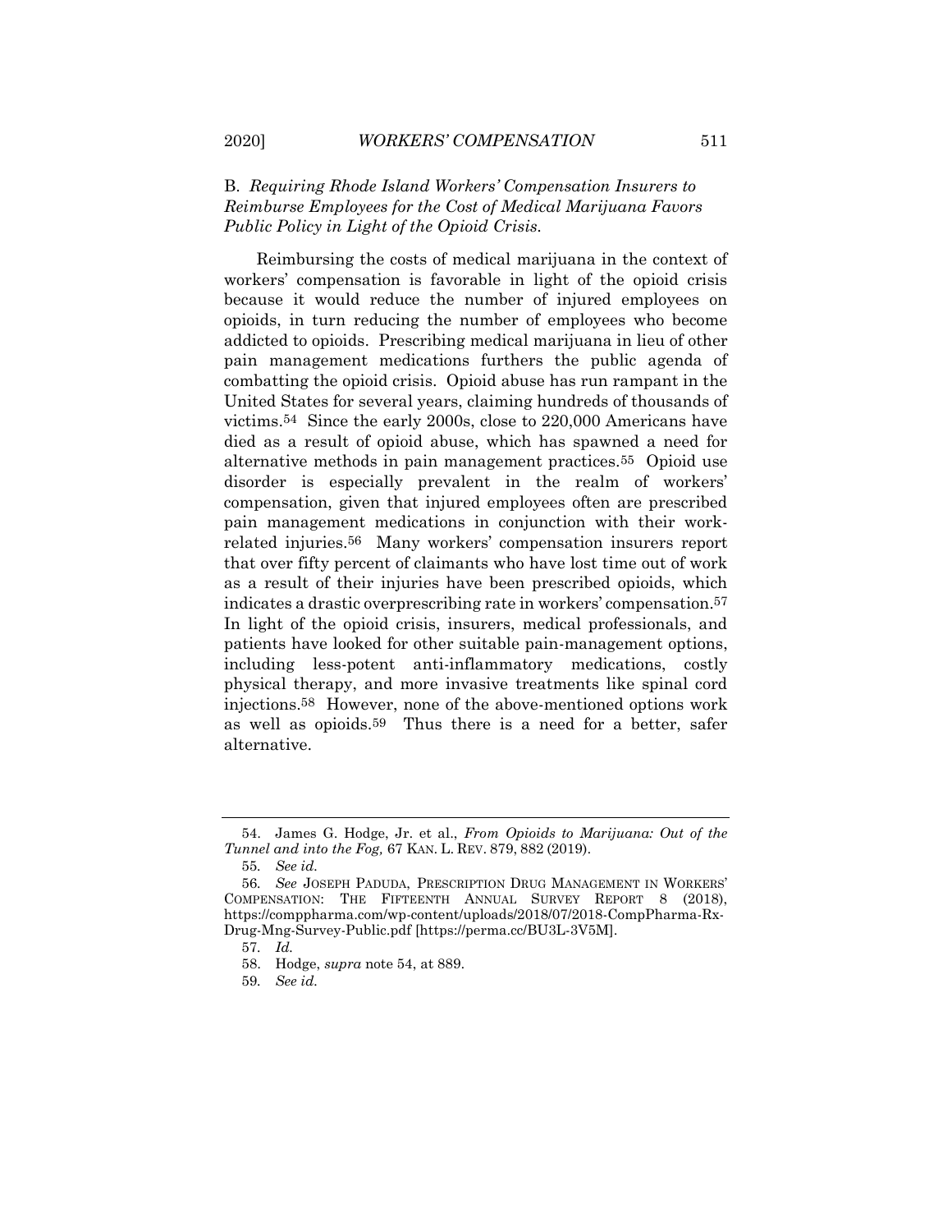### B. *Requiring Rhode Island Workers' Compensation Insurers to Reimburse Employees for the Cost of Medical Marijuana Favors Public Policy in Light of the Opioid Crisis.*

Reimbursing the costs of medical marijuana in the context of workers' compensation is favorable in light of the opioid crisis because it would reduce the number of injured employees on opioids, in turn reducing the number of employees who become addicted to opioids. Prescribing medical marijuana in lieu of other pain management medications furthers the public agenda of combatting the opioid crisis. Opioid abuse has run rampant in the United States for several years, claiming hundreds of thousands of victims.[54] Since the early 2000s, close to 220,000 Americans have died as a result of opioid abuse, which has spawned a need for alternative methods in pain management practices.[55] Opioid use disorder is especially prevalent in the realm of workers' compensation, given that injured employees often are prescribed pain management medications in conjunction with their work-related injuries.[56] Many workers' compensation insurers report that over fifty percent of claimants who have lost time out of work as a result of their injuries have been prescribed opioids, which indicates a drastic overprescribing rate in workers' compensation.[57] In light of the opioid crisis, insurers, medical professionals, and patients have looked for other suitable pain-management options, including less-potent anti-inflammatory medications, costly physical therapy, and more invasive treatments like spinal cord injections.[58] However, none of the above-mentioned options work as well as opioids.[59] Thus there is a need for a better, safer alternative.

---

54. James G. Hodge, Jr. et al., *From Opioids to Marijuana: Out of the Tunnel and into the Fog,* 67 KAN. L. REV. 879, 882 (2019).

55. *See id.*

56. *See* JOSEPH PADUDA, PRESCRIPTION DRUG MANAGEMENT IN WORKERS' COMPENSATION: THE FIFTEENTH ANNUAL SURVEY REPORT 8 (2018), https://comppharma.com/wp-content/uploads/2018/07/2018-CompPharma-Rx-Drug-Mng-Survey-Public.pdf [https://perma.cc/BU3L-3V5M].

57. *Id.*

58. Hodge, *supra* note 54, at 889.

59. *See id.*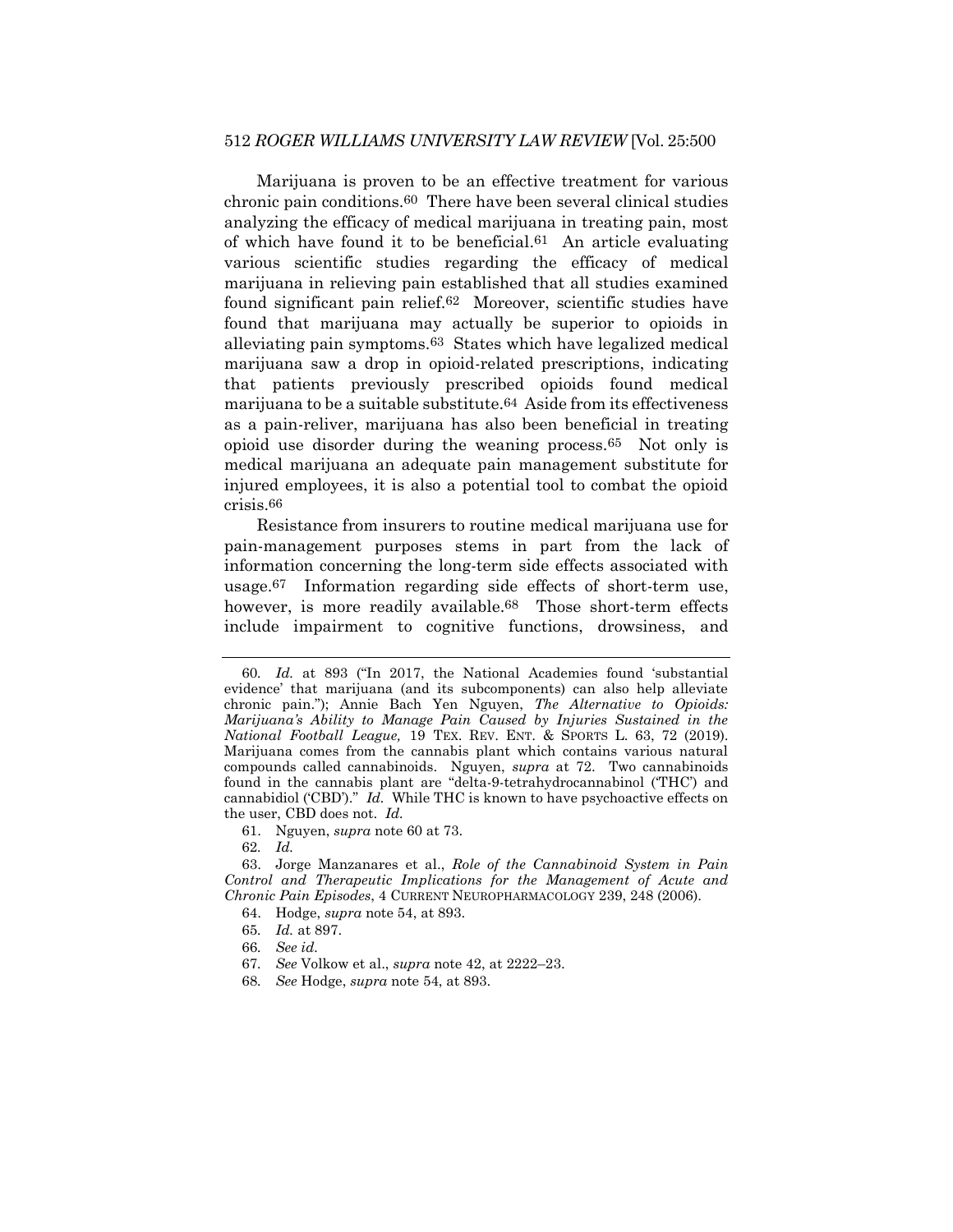Marijuana is proven to be an effective treatment for various chronic pain conditions.[60] There have been several clinical studies analyzing the efficacy of medical marijuana in treating pain, most of which have found it to be beneficial.[61] An article evaluating various scientific studies regarding the efficacy of medical marijuana in relieving pain established that all studies examined found significant pain relief.[62] Moreover, scientific studies have found that marijuana may actually be superior to opioids in alleviating pain symptoms.[63] States which have legalized medical marijuana saw a drop in opioid-related prescriptions, indicating that patients previously prescribed opioids found medical marijuana to be a suitable substitute.[64] Aside from its effectiveness as a pain-reliver, marijuana has also been beneficial in treating opioid use disorder during the weaning process.[65] Not only is medical marijuana an adequate pain management substitute for injured employees, it is also a potential tool to combat the opioid crisis.[66]

Resistance from insurers to routine medical marijuana use for pain-management purposes stems in part from the lack of information concerning the long-term side effects associated with usage.[67] Information regarding side effects of short-term use, however, is more readily available.[68] Those short-term effects include impairment to cognitive functions, drowsiness, and

---

60. *Id.* at 893 ("In 2017, the National Academies found 'substantial evidence' that marijuana (and its subcomponents) can also help alleviate chronic pain."); Annie Bach Yen Nguyen, *The Alternative to Opioids: Marijuana's Ability to Manage Pain Caused by Injuries Sustained in the National Football League,* 19 TEX. REV. ENT. & SPORTS L. 63, 72 (2019). Marijuana comes from the cannabis plant which contains various natural compounds called cannabinoids. Nguyen, *supra* at 72. Two cannabinoids found in the cannabis plant are "delta-9-tetrahydrocannabinol ('THC') and cannabidiol ('CBD')." *Id.* While THC is known to have psychoactive effects on the user, CBD does not. *Id.*

61. Nguyen, *supra* note 60 at 73.

62. *Id.*

63. Jorge Manzanares et al., *Role of the Cannabinoid System in Pain Control and Therapeutic Implications for the Management of Acute and Chronic Pain Episodes*, 4 CURRENT NEUROPHARMACOLOGY 239, 248 (2006).

64. Hodge, *supra* note 54, at 893.

65. *Id.* at 897.

66. *See id.*

67. *See* Volkow et al., *supra* note 42, at 2222–23.

68. *See* Hodge, *supra* note 54, at 893.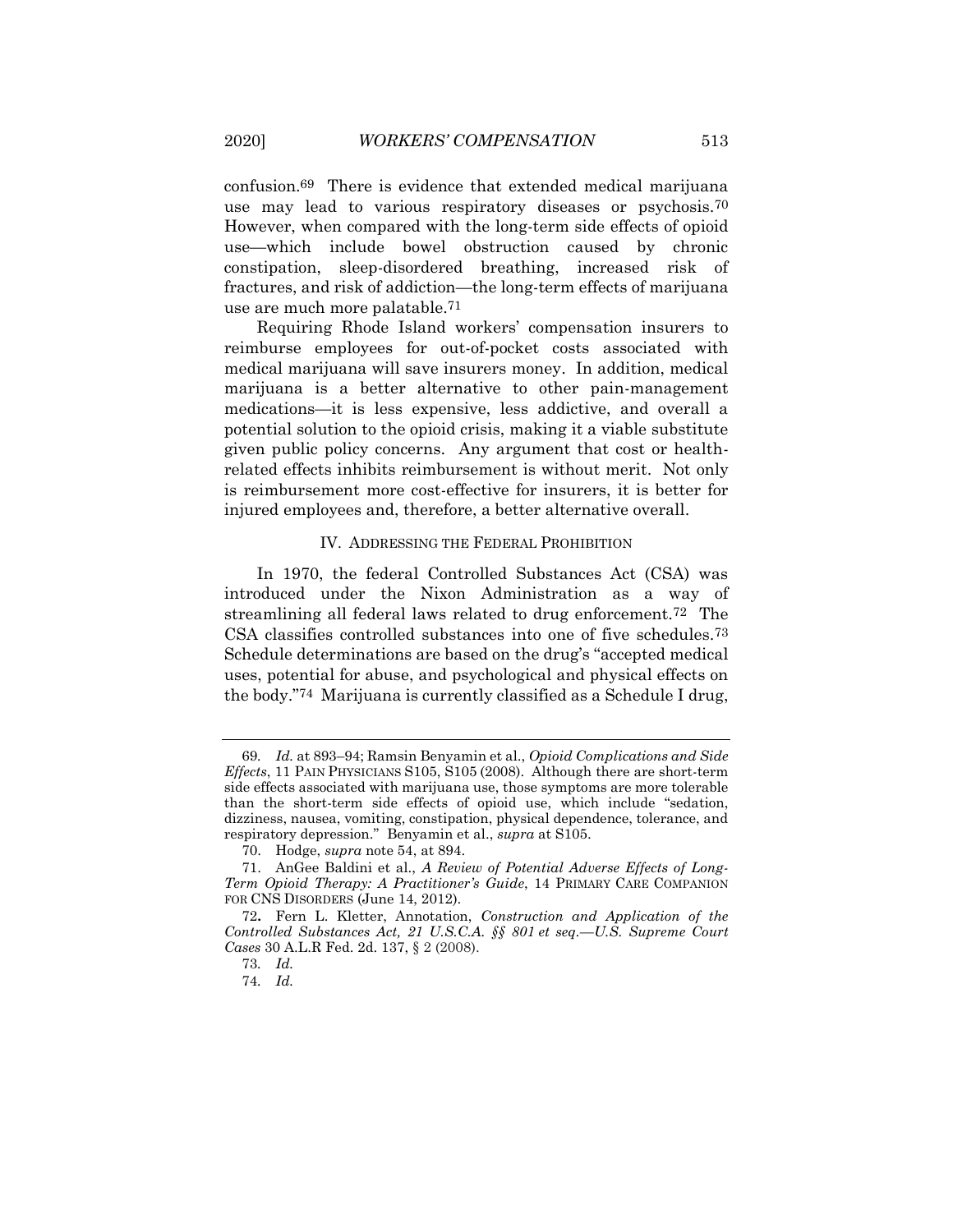confusion.[69] There is evidence that extended medical marijuana use may lead to various respiratory diseases or psychosis.[70] However, when compared with the long-term side effects of opioid use—which include bowel obstruction caused by chronic constipation, sleep-disordered breathing, increased risk of fractures, and risk of addiction—the long-term effects of marijuana use are much more palatable.[71]

Requiring Rhode Island workers' compensation insurers to reimburse employees for out-of-pocket costs associated with medical marijuana will save insurers money. In addition, medical marijuana is a better alternative to other pain-management medications—it is less expensive, less addictive, and overall a potential solution to the opioid crisis, making it a viable substitute given public policy concerns. Any argument that cost or health-related effects inhibits reimbursement is without merit. Not only is reimbursement more cost-effective for insurers, it is better for injured employees and, therefore, a better alternative overall.

## IV. ADDRESSING THE FEDERAL PROHIBITION

In 1970, the federal Controlled Substances Act (CSA) was introduced under the Nixon Administration as a way of streamlining all federal laws related to drug enforcement.[72] The CSA classifies controlled substances into one of five schedules.[73] Schedule determinations are based on the drug's "accepted medical uses, potential for abuse, and psychological and physical effects on the body."[74] Marijuana is currently classified as a Schedule I drug,

---

69. *Id.* at 893–94; Ramsin Benyamin et al., *Opioid Complications and Side Effects*, 11 PAIN PHYSICIANS S105, S105 (2008). Although there are short-term side effects associated with marijuana use, those symptoms are more tolerable than the short-term side effects of opioid use, which include "sedation, dizziness, nausea, vomiting, constipation, physical dependence, tolerance, and respiratory depression." Benyamin et al., *supra* at S105.

70. Hodge, *supra* note 54, at 894.

71. AnGee Baldini et al., *A Review of Potential Adverse Effects of Long-Term Opioid Therapy: A Practitioner's Guide*, 14 PRIMARY CARE COMPANION FOR CNS DISORDERS (June 14, 2012).

72. Fern L. Kletter, Annotation, *Construction and Application of the Controlled Substances Act, 21 U.S.C.A. §§ 801 et seq.—U.S. Supreme Court Cases* 30 A.L.R Fed. 2d. 137, § 2 (2008).

73. *Id.*

74. *Id.*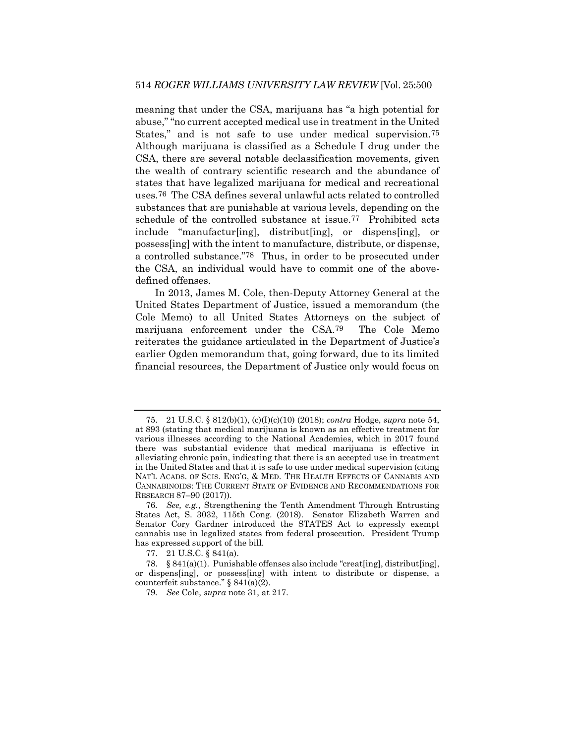meaning that under the CSA, marijuana has "a high potential for abuse," "no current accepted medical use in treatment in the United States," and is not safe to use under medical supervision.[75] Although marijuana is classified as a Schedule I drug under the CSA, there are several notable declassification movements, given the wealth of contrary scientific research and the abundance of states that have legalized marijuana for medical and recreational uses.[76] The CSA defines several unlawful acts related to controlled substances that are punishable at various levels, depending on the schedule of the controlled substance at issue.[77] Prohibited acts include "manufactur[ing], distribut[ing], or dispens[ing], or possess[ing] with the intent to manufacture, distribute, or dispense, a controlled substance."[78] Thus, in order to be prosecuted under the CSA, an individual would have to commit one of the above-defined offenses.

In 2013, James M. Cole, then-Deputy Attorney General at the United States Department of Justice, issued a memorandum (the Cole Memo) to all United States Attorneys on the subject of marijuana enforcement under the CSA.[79] The Cole Memo reiterates the guidance articulated in the Department of Justice's earlier Ogden memorandum that, going forward, due to its limited financial resources, the Department of Justice only would focus on

---

75. 21 U.S.C. § 812(b)(1), (c)(I)(c)(10) (2018); *contra* Hodge, *supra* note 54, at 893 (stating that medical marijuana is known as an effective treatment for various illnesses according to the National Academies, which in 2017 found there was substantial evidence that medical marijuana is effective in alleviating chronic pain, indicating that there is an accepted use in treatment in the United States and that it is safe to use under medical supervision (citing NAT'L ACADS. OF SCIS. ENG'G, & MED. THE HEALTH EFFECTS OF CANNABIS AND CANNABINOIDS: THE CURRENT STATE OF EVIDENCE AND RECOMMENDATIONS FOR RESEARCH 87–90 (2017)).

76. *See, e.g.*, Strengthening the Tenth Amendment Through Entrusting States Act, S. 3032, 115th Cong. (2018). Senator Elizabeth Warren and Senator Cory Gardner introduced the STATES Act to expressly exempt cannabis use in legalized states from federal prosecution. President Trump has expressed support of the bill.

77. 21 U.S.C. § 841(a).

78. § 841(a)(1). Punishable offenses also include "creat[ing], distribut[ing], or dispens[ing], or possess[ing] with intent to distribute or dispense, a counterfeit substance." § 841(a)(2).

79. *See* Cole, *supra* note 31, at 217.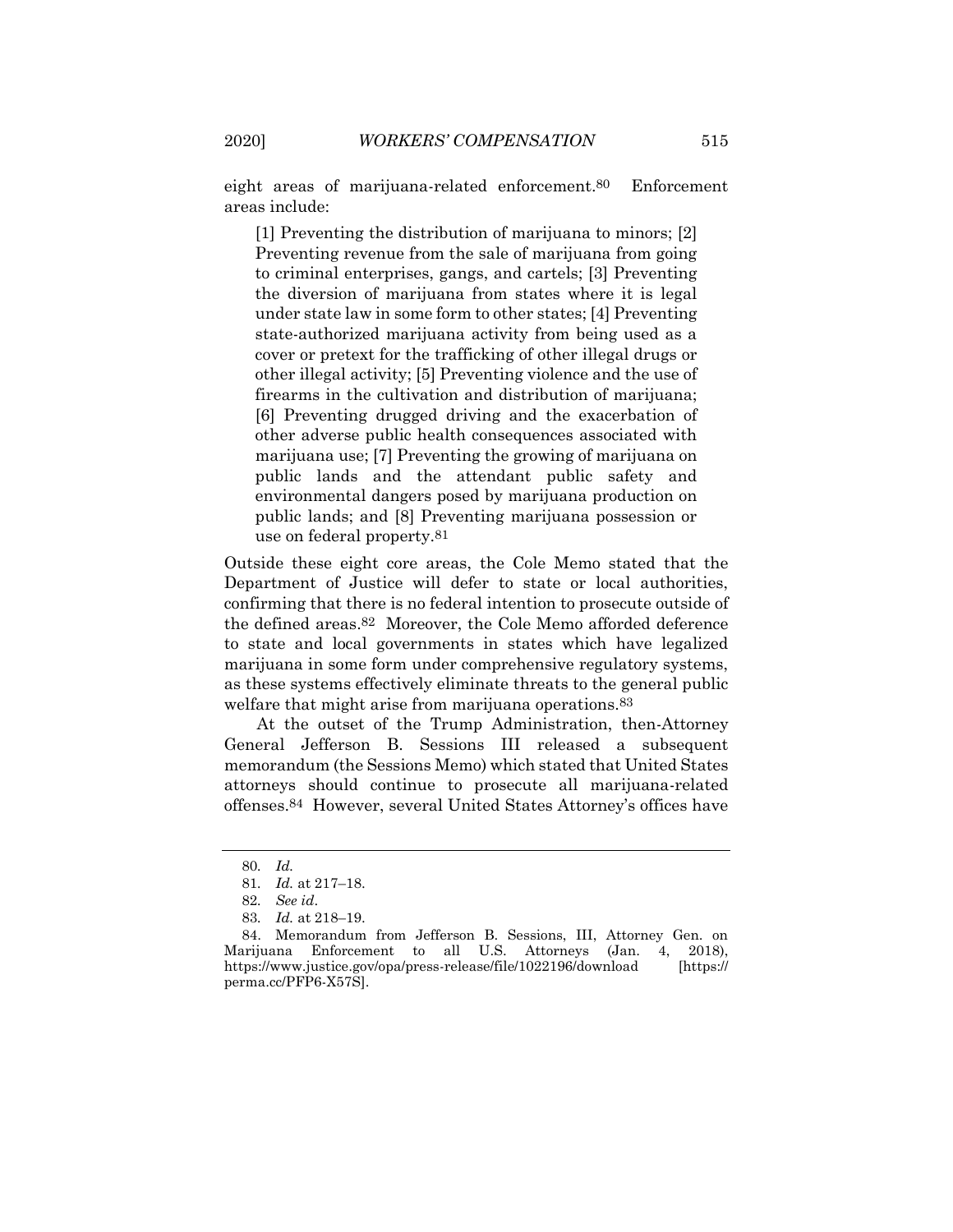eight areas of marijuana-related enforcement.[80] Enforcement areas include:

> [1] Preventing the distribution of marijuana to minors; [2] Preventing revenue from the sale of marijuana from going to criminal enterprises, gangs, and cartels; [3] Preventing the diversion of marijuana from states where it is legal under state law in some form to other states; [4] Preventing state-authorized marijuana activity from being used as a cover or pretext for the trafficking of other illegal drugs or other illegal activity; [5] Preventing violence and the use of firearms in the cultivation and distribution of marijuana; [6] Preventing drugged driving and the exacerbation of other adverse public health consequences associated with marijuana use; [7] Preventing the growing of marijuana on public lands and the attendant public safety and environmental dangers posed by marijuana production on public lands; and [8] Preventing marijuana possession or use on federal property.[81]

Outside these eight core areas, the Cole Memo stated that the Department of Justice will defer to state or local authorities, confirming that there is no federal intention to prosecute outside of the defined areas.[82] Moreover, the Cole Memo afforded deference to state and local governments in states which have legalized marijuana in some form under comprehensive regulatory systems, as these systems effectively eliminate threats to the general public welfare that might arise from marijuana operations.[83]

At the outset of the Trump Administration, then-Attorney General Jefferson B. Sessions III released a subsequent memorandum (the Sessions Memo) which stated that United States attorneys should continue to prosecute all marijuana-related offenses.[84] However, several United States Attorney's offices have

---

80. *Id.*

81. *Id.* at 217–18.

82. *See id*.

83. *Id.* at 218–19.

84. Memorandum from Jefferson B. Sessions, III, Attorney Gen. on Marijuana Enforcement to all U.S. Attorneys (Jan. 4, 2018), https://www.justice.gov/opa/press-release/file/1022196/download [https://perma.cc/PFP6-X57S].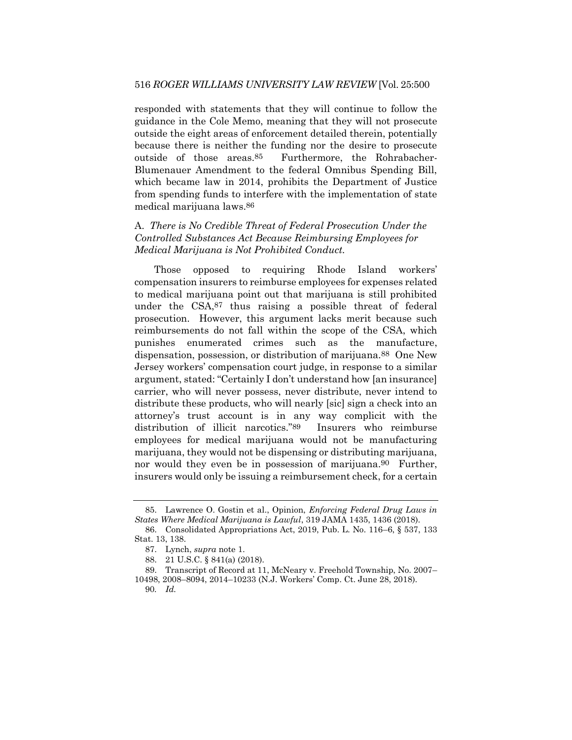responded with statements that they will continue to follow the guidance in the Cole Memo, meaning that they will not prosecute outside the eight areas of enforcement detailed therein, potentially because there is neither the funding nor the desire to prosecute outside of those areas.[85] Furthermore, the Rohrabacher-Blumenauer Amendment to the federal Omnibus Spending Bill, which became law in 2014, prohibits the Department of Justice from spending funds to interfere with the implementation of state medical marijuana laws.[86]

### A. *There is No Credible Threat of Federal Prosecution Under the Controlled Substances Act Because Reimbursing Employees for Medical Marijuana is Not Prohibited Conduct.*

Those opposed to requiring Rhode Island workers' compensation insurers to reimburse employees for expenses related to medical marijuana point out that marijuana is still prohibited under the CSA,[87] thus raising a possible threat of federal prosecution. However, this argument lacks merit because such reimbursements do not fall within the scope of the CSA, which punishes enumerated crimes such as the manufacture, dispensation, possession, or distribution of marijuana.[88] One New Jersey workers' compensation court judge, in response to a similar argument, stated: "Certainly I don't understand how [an insurance] carrier, who will never possess, never distribute, never intend to distribute these products, who will nearly [sic] sign a check into an attorney's trust account is in any way complicit with the distribution of illicit narcotics."[89] Insurers who reimburse employees for medical marijuana would not be manufacturing marijuana, they would not be dispensing or distributing marijuana, nor would they even be in possession of marijuana.[90] Further, insurers would only be issuing a reimbursement check, for a certain

---

85. Lawrence O. Gostin et al., Opinion, *Enforcing Federal Drug Laws in States Where Medical Marijuana is Lawful*, 319 JAMA 1435, 1436 (2018).

86. Consolidated Appropriations Act, 2019, Pub. L. No. 116–6, § 537, 133 Stat. 13, 138.

87. Lynch, *supra* note 1.

88. 21 U.S.C. § 841(a) (2018).

89. Transcript of Record at 11, McNeary v. Freehold Township, No. 2007–10498, 2008–8094, 2014–10233 (N.J. Workers' Comp. Ct. June 28, 2018).

90. *Id.*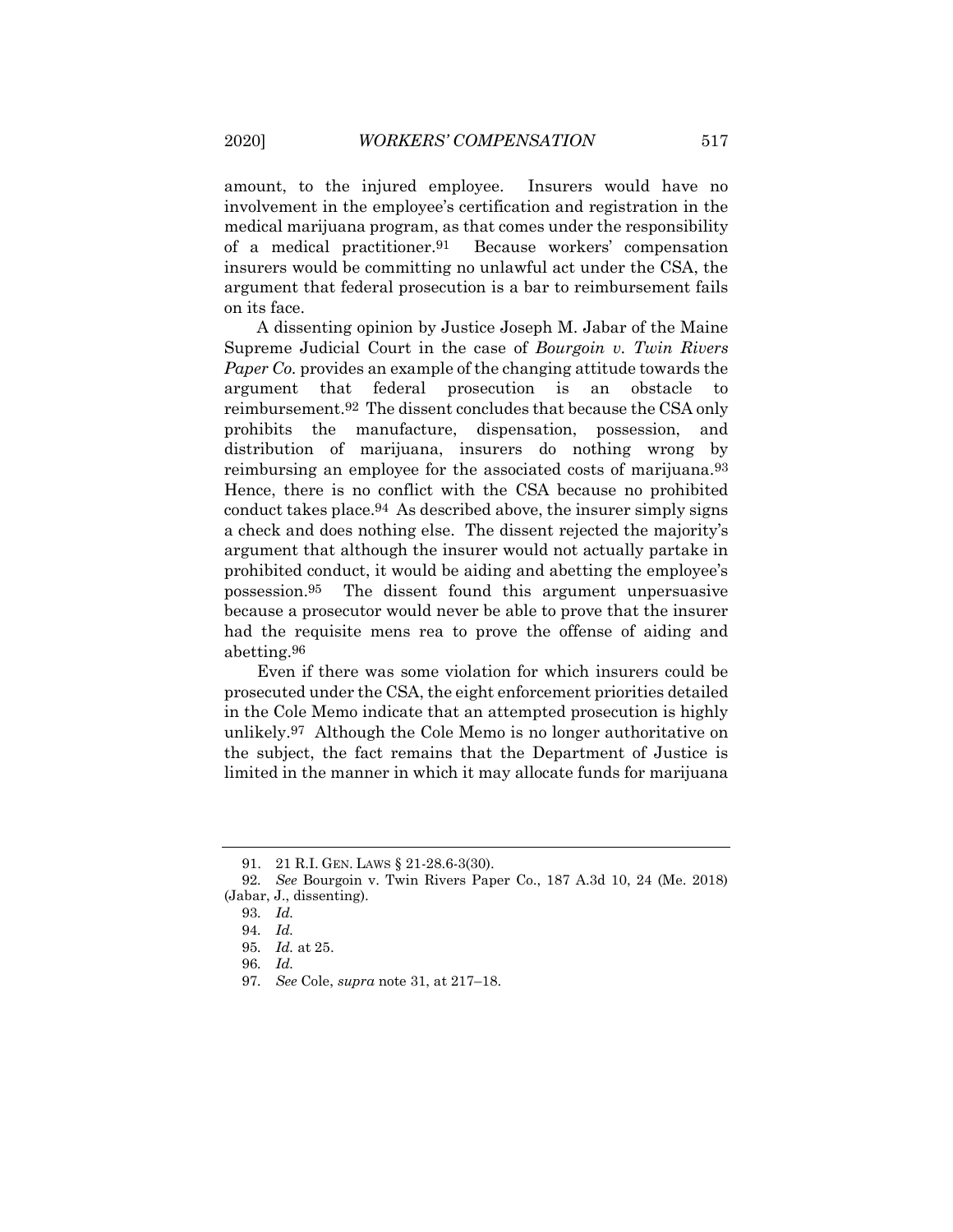amount, to the injured employee. Insurers would have no involvement in the employee's certification and registration in the medical marijuana program, as that comes under the responsibility of a medical practitioner.[91] Because workers' compensation insurers would be committing no unlawful act under the CSA, the argument that federal prosecution is a bar to reimbursement fails on its face.

A dissenting opinion by Justice Joseph M. Jabar of the Maine Supreme Judicial Court in the case of *Bourgoin v. Twin Rivers Paper Co.* provides an example of the changing attitude towards the argument that federal prosecution is an obstacle to reimbursement.[92] The dissent concludes that because the CSA only prohibits the manufacture, dispensation, possession, and distribution of marijuana, insurers do nothing wrong by reimbursing an employee for the associated costs of marijuana.[93] Hence, there is no conflict with the CSA because no prohibited conduct takes place.[94] As described above, the insurer simply signs a check and does nothing else. The dissent rejected the majority's argument that although the insurer would not actually partake in prohibited conduct, it would be aiding and abetting the employee's possession.[95] The dissent found this argument unpersuasive because a prosecutor would never be able to prove that the insurer had the requisite mens rea to prove the offense of aiding and abetting.[96]

Even if there was some violation for which insurers could be prosecuted under the CSA, the eight enforcement priorities detailed in the Cole Memo indicate that an attempted prosecution is highly unlikely.[97] Although the Cole Memo is no longer authoritative on the subject, the fact remains that the Department of Justice is limited in the manner in which it may allocate funds for marijuana

---

91. 21 R.I. GEN. LAWS § 21-28.6-3(30).

92. *See* Bourgoin v. Twin Rivers Paper Co., 187 A.3d 10, 24 (Me. 2018) (Jabar, J., dissenting).

93. *Id.*

94. *Id.*

95. *Id.* at 25.

96. *Id.*

97. *See* Cole, *supra* note 31, at 217–18.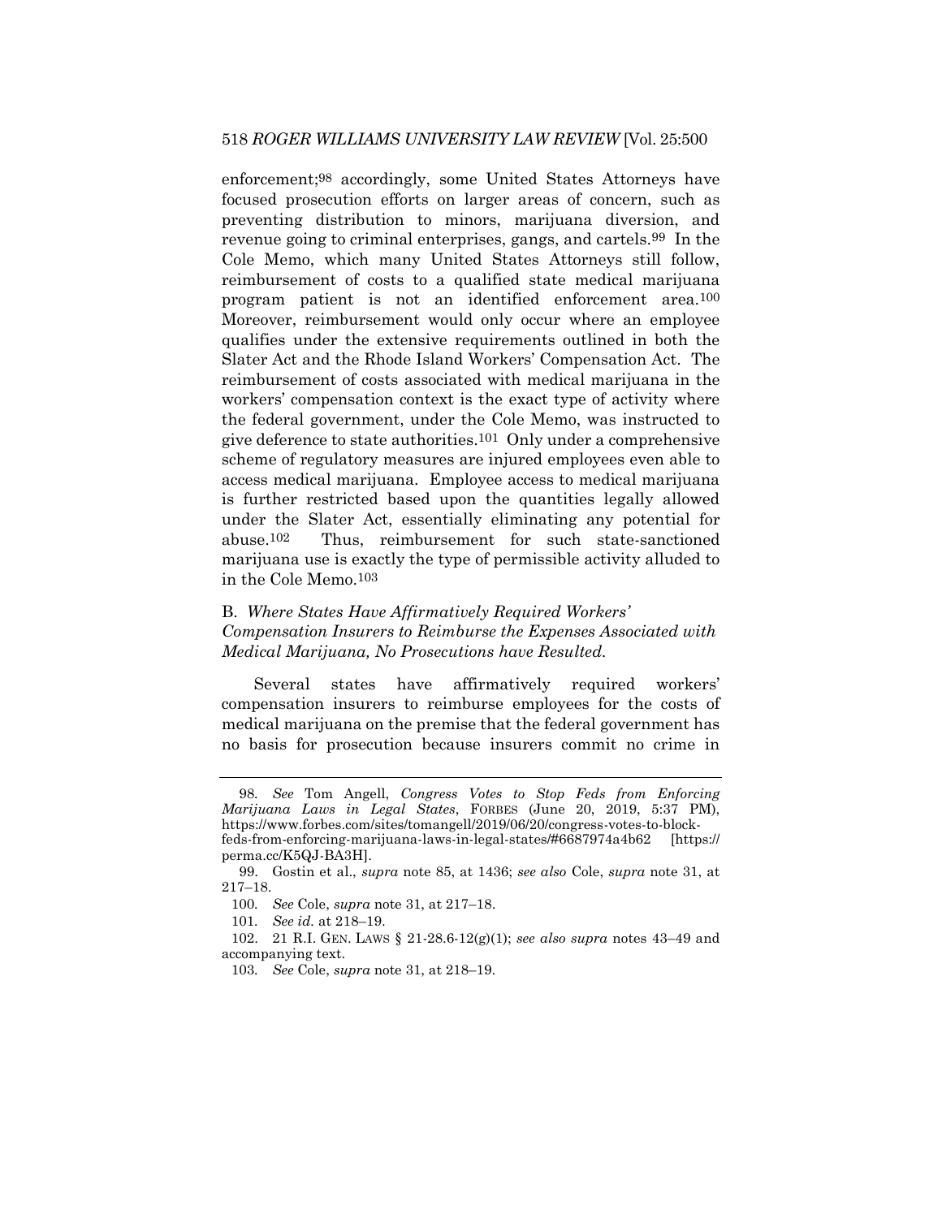enforcement;[98] accordingly, some United States Attorneys have focused prosecution efforts on larger areas of concern, such as preventing distribution to minors, marijuana diversion, and revenue going to criminal enterprises, gangs, and cartels.[99] In the Cole Memo, which many United States Attorneys still follow, reimbursement of costs to a qualified state medical marijuana program patient is not an identified enforcement area.[100] Moreover, reimbursement would only occur where an employee qualifies under the extensive requirements outlined in both the Slater Act and the Rhode Island Workers' Compensation Act. The reimbursement of costs associated with medical marijuana in the workers' compensation context is the exact type of activity where the federal government, under the Cole Memo, was instructed to give deference to state authorities.[101] Only under a comprehensive scheme of regulatory measures are injured employees even able to access medical marijuana. Employee access to medical marijuana is further restricted based upon the quantities legally allowed under the Slater Act, essentially eliminating any potential for abuse.[102] Thus, reimbursement for such state-sanctioned marijuana use is exactly the type of permissible activity alluded to in the Cole Memo.[103]

### B. *Where States Have Affirmatively Required Workers' Compensation Insurers to Reimburse the Expenses Associated with Medical Marijuana, No Prosecutions have Resulted.*

Several states have affirmatively required workers' compensation insurers to reimburse employees for the costs of medical marijuana on the premise that the federal government has no basis for prosecution because insurers commit no crime in

---

98. *See* Tom Angell, *Congress Votes to Stop Feds from Enforcing Marijuana Laws in Legal States*, FORBES (June 20, 2019, 5:37 PM), https://www.forbes.com/sites/tomangell/2019/06/20/congress-votes-to-block-feds-from-enforcing-marijuana-laws-in-legal-states/#6687974a4b62 [https://perma.cc/K5QJ-BA3H].

99. Gostin et al., *supra* note 85, at 1436; *see also* Cole, *supra* note 31, at 217–18.

100. *See* Cole, *supra* note 31, at 217–18.

101. *See id.* at 218–19.

102. 21 R.I. GEN. LAWS § 21-28.6-12(g)(1); *see also supra* notes 43–49 and accompanying text.

103. *See* Cole, *supra* note 31, at 218–19.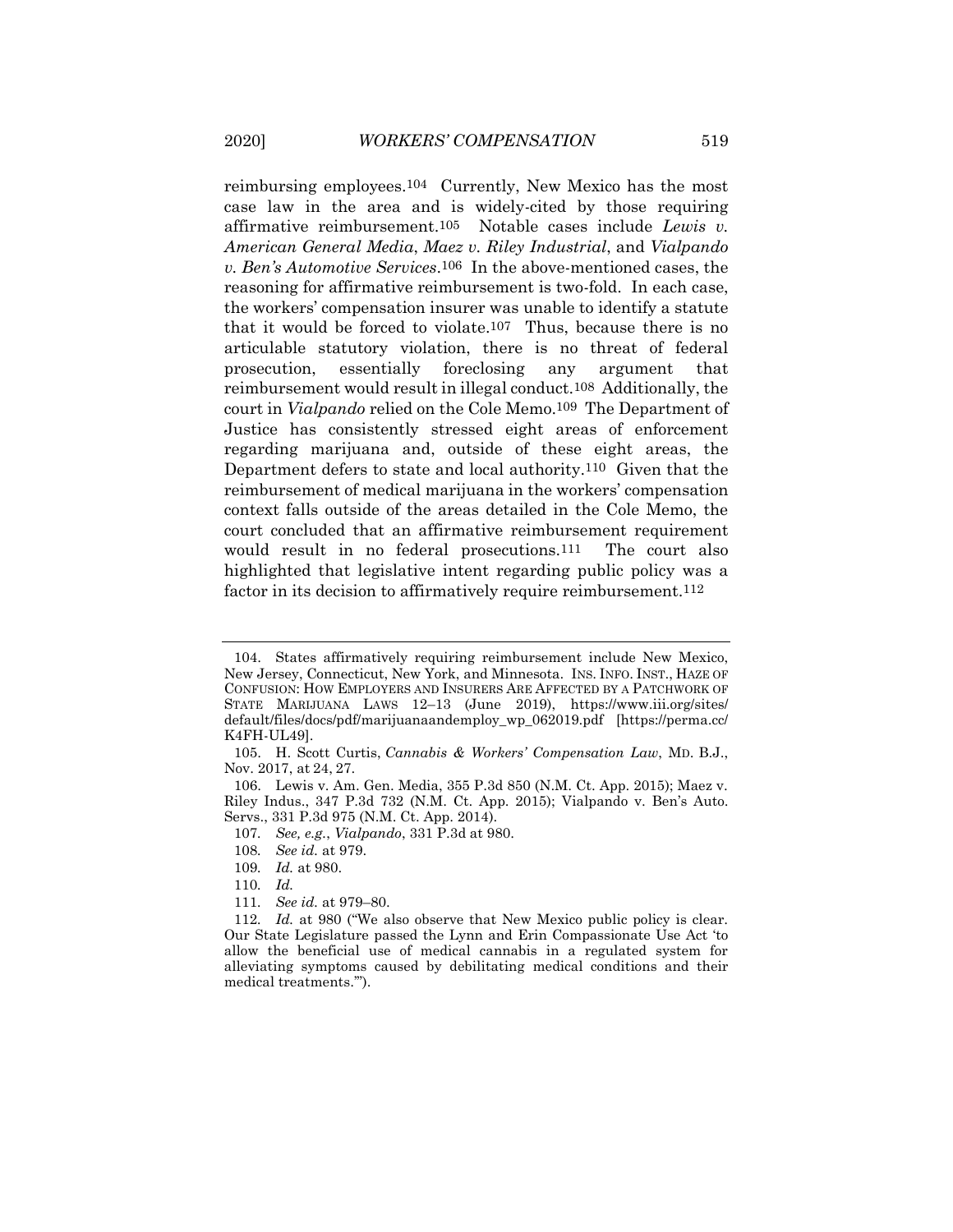reimbursing employees.[104] Currently, New Mexico has the most case law in the area and is widely-cited by those requiring affirmative reimbursement.[105] Notable cases include *Lewis v. American General Media*, *Maez v. Riley Industrial*, and *Vialpando v. Ben's Automotive Services*.[106] In the above-mentioned cases, the reasoning for affirmative reimbursement is two-fold. In each case, the workers' compensation insurer was unable to identify a statute that it would be forced to violate.[107] Thus, because there is no articulable statutory violation, there is no threat of federal prosecution, essentially foreclosing any argument that reimbursement would result in illegal conduct.[108] Additionally, the court in *Vialpando* relied on the Cole Memo.[109] The Department of Justice has consistently stressed eight areas of enforcement regarding marijuana and, outside of these eight areas, the Department defers to state and local authority.[110] Given that the reimbursement of medical marijuana in the workers' compensation context falls outside of the areas detailed in the Cole Memo, the court concluded that an affirmative reimbursement requirement would result in no federal prosecutions.[111] The court also highlighted that legislative intent regarding public policy was a factor in its decision to affirmatively require reimbursement.[112]

---

104. States affirmatively requiring reimbursement include New Mexico, New Jersey, Connecticut, New York, and Minnesota. INS. INFO. INST., HAZE OF CONFUSION: HOW EMPLOYERS AND INSURERS ARE AFFECTED BY A PATCHWORK OF STATE MARIJUANA LAWS 12–13 (June 2019), https://www.iii.org/sites/default/files/docs/pdf/marijuanaandemploy_wp_062019.pdf [https://perma.cc/K4FH-UL49].

105. H. Scott Curtis, *Cannabis & Workers' Compensation Law*, MD. B.J., Nov. 2017, at 24, 27.

106. Lewis v. Am. Gen. Media, 355 P.3d 850 (N.M. Ct. App. 2015); Maez v. Riley Indus., 347 P.3d 732 (N.M. Ct. App. 2015); Vialpando v. Ben's Auto. Servs., 331 P.3d 975 (N.M. Ct. App. 2014).

107. *See, e.g.*, *Vialpando*, 331 P.3d at 980.

108. *See id.* at 979.

109. *Id.* at 980.

110. *Id.*

111. *See id.* at 979–80.

112. *Id.* at 980 ("We also observe that New Mexico public policy is clear. Our State Legislature passed the Lynn and Erin Compassionate Use Act 'to allow the beneficial use of medical cannabis in a regulated system for alleviating symptoms caused by debilitating medical conditions and their medical treatments.'").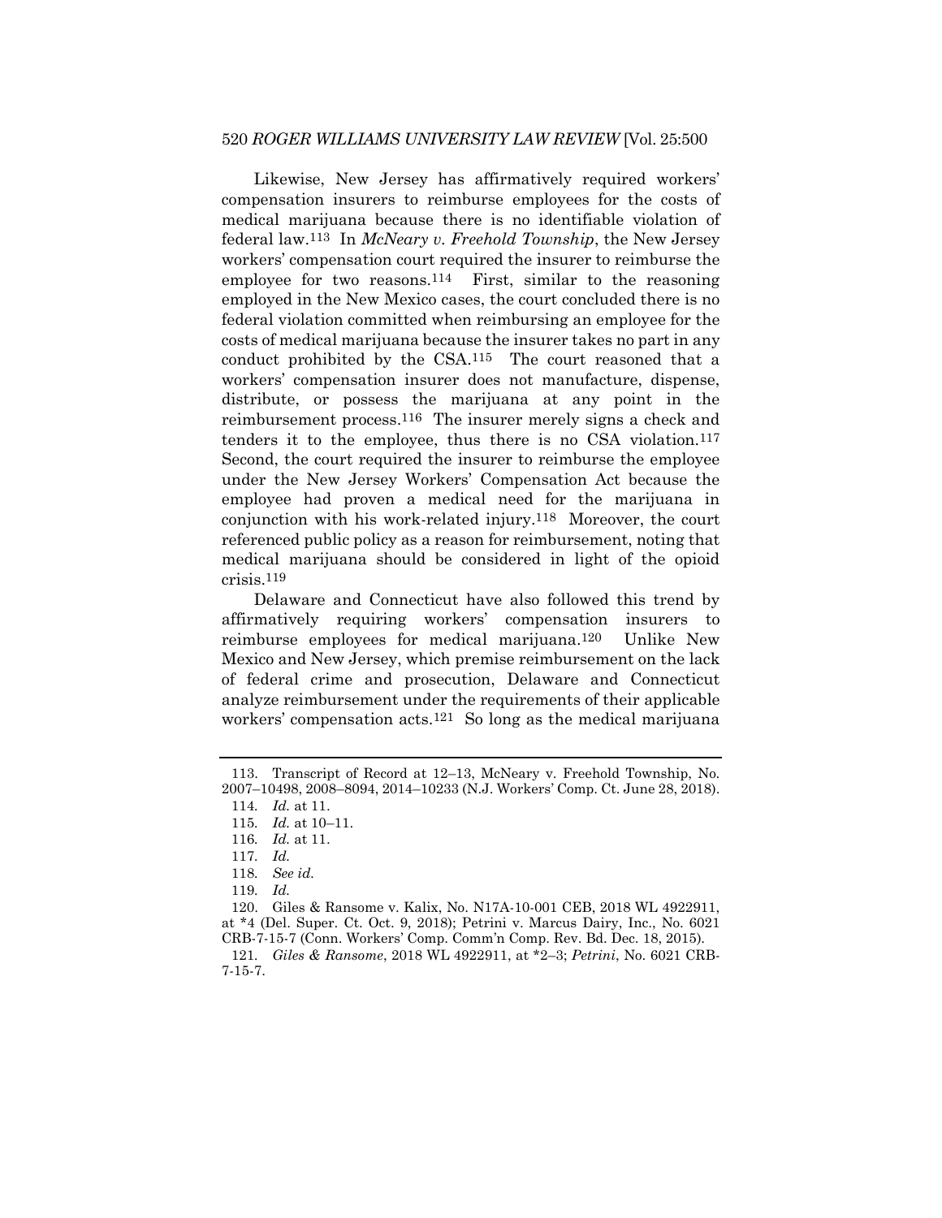Likewise, New Jersey has affirmatively required workers' compensation insurers to reimburse employees for the costs of medical marijuana because there is no identifiable violation of federal law.[113] In *McNeary v. Freehold Township*, the New Jersey workers' compensation court required the insurer to reimburse the employee for two reasons.[114] First, similar to the reasoning employed in the New Mexico cases, the court concluded there is no federal violation committed when reimbursing an employee for the costs of medical marijuana because the insurer takes no part in any conduct prohibited by the CSA.[115] The court reasoned that a workers' compensation insurer does not manufacture, dispense, distribute, or possess the marijuana at any point in the reimbursement process.[116] The insurer merely signs a check and tenders it to the employee, thus there is no CSA violation.[117] Second, the court required the insurer to reimburse the employee under the New Jersey Workers' Compensation Act because the employee had proven a medical need for the marijuana in conjunction with his work-related injury.[118] Moreover, the court referenced public policy as a reason for reimbursement, noting that medical marijuana should be considered in light of the opioid crisis.[119]

Delaware and Connecticut have also followed this trend by affirmatively requiring workers' compensation insurers to reimburse employees for medical marijuana.[120] Unlike New Mexico and New Jersey, which premise reimbursement on the lack of federal crime and prosecution, Delaware and Connecticut analyze reimbursement under the requirements of their applicable workers' compensation acts.[121] So long as the medical marijuana

---

113. Transcript of Record at 12–13, McNeary v. Freehold Township, No. 2007–10498, 2008–8094, 2014–10233 (N.J. Workers' Comp. Ct. June 28, 2018).

114. *Id.* at 11.

115. *Id.* at 10–11.

116. *Id.* at 11.

117. *Id.*

118. *See id.*

119. *Id.*

120. Giles & Ransome v. Kalix, No. N17A-10-001 CEB, 2018 WL 4922911, at *4 (Del. Super. Ct. Oct. 9, 2018); Petrini v. Marcus Dairy, Inc., No. 6021 CRB-7-15-7 (Conn. Workers' Comp. Comm'n Comp. Rev. Bd. Dec. 18, 2015).

121. *Giles & Ransome*, 2018 WL 4922911, at *2–3; *Petrini*, No. 6021 CRB-7-15-7.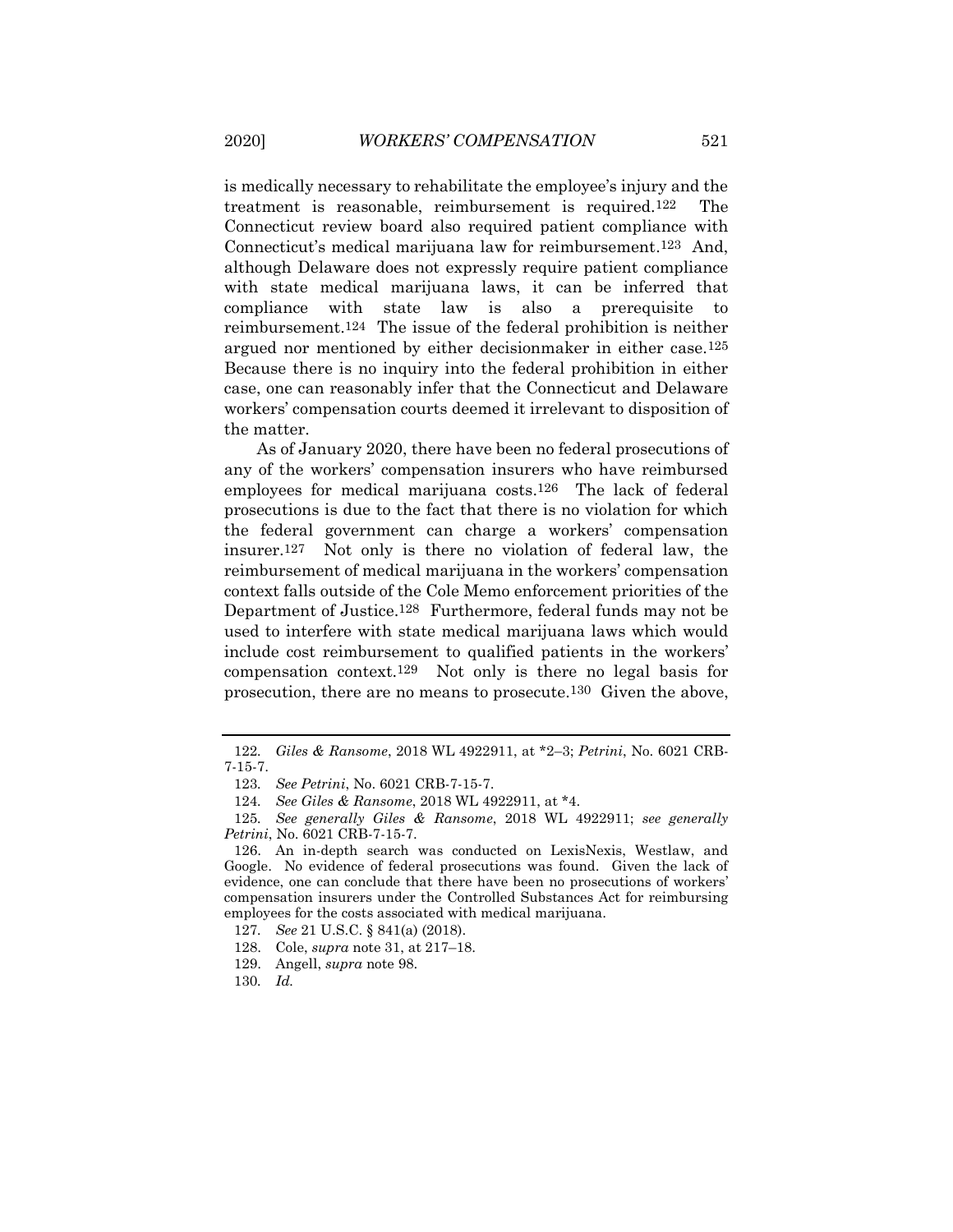is medically necessary to rehabilitate the employee's injury and the treatment is reasonable, reimbursement is required.[122] The Connecticut review board also required patient compliance with Connecticut's medical marijuana law for reimbursement.[123] And, although Delaware does not expressly require patient compliance with state medical marijuana laws, it can be inferred that compliance with state law is also a prerequisite to reimbursement.[124] The issue of the federal prohibition is neither argued nor mentioned by either decisionmaker in either case.[125] Because there is no inquiry into the federal prohibition in either case, one can reasonably infer that the Connecticut and Delaware workers' compensation courts deemed it irrelevant to disposition of the matter.

As of January 2020, there have been no federal prosecutions of any of the workers' compensation insurers who have reimbursed employees for medical marijuana costs.[126] The lack of federal prosecutions is due to the fact that there is no violation for which the federal government can charge a workers' compensation insurer.[127] Not only is there no violation of federal law, the reimbursement of medical marijuana in the workers' compensation context falls outside of the Cole Memo enforcement priorities of the Department of Justice.[128] Furthermore, federal funds may not be used to interfere with state medical marijuana laws which would include cost reimbursement to qualified patients in the workers' compensation context.[129] Not only is there no legal basis for prosecution, there are no means to prosecute.[130] Given the above,

---

122. *Giles & Ransome*, 2018 WL 4922911, at \*2–3; *Petrini*, No. 6021 CRB-7-15-7.

123. *See Petrini*, No. 6021 CRB-7-15-7.

124. *See Giles & Ransome*, 2018 WL 4922911, at \*4.

125. *See generally Giles & Ransome*, 2018 WL 4922911; *see generally Petrini*, No. 6021 CRB-7-15-7.

126. An in-depth search was conducted on LexisNexis, Westlaw, and Google. No evidence of federal prosecutions was found. Given the lack of evidence, one can conclude that there have been no prosecutions of workers' compensation insurers under the Controlled Substances Act for reimbursing employees for the costs associated with medical marijuana.

127. *See* 21 U.S.C. § 841(a) (2018).

128. Cole, *supra* note 31, at 217–18.

129. Angell, *supra* note 98.

130. *Id.*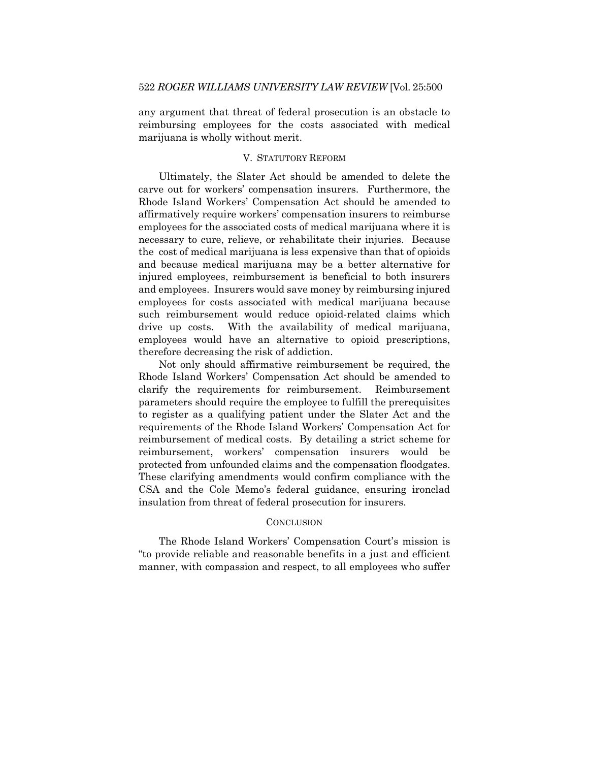any argument that threat of federal prosecution is an obstacle to reimbursing employees for the costs associated with medical marijuana is wholly without merit.

## V. STATUTORY REFORM

Ultimately, the Slater Act should be amended to delete the carve out for workers' compensation insurers. Furthermore, the Rhode Island Workers' Compensation Act should be amended to affirmatively require workers' compensation insurers to reimburse employees for the associated costs of medical marijuana where it is necessary to cure, relieve, or rehabilitate their injuries. Because the cost of medical marijuana is less expensive than that of opioids and because medical marijuana may be a better alternative for injured employees, reimbursement is beneficial to both insurers and employees. Insurers would save money by reimbursing injured employees for costs associated with medical marijuana because such reimbursement would reduce opioid-related claims which drive up costs. With the availability of medical marijuana, employees would have an alternative to opioid prescriptions, therefore decreasing the risk of addiction.

Not only should affirmative reimbursement be required, the Rhode Island Workers' Compensation Act should be amended to clarify the requirements for reimbursement. Reimbursement parameters should require the employee to fulfill the prerequisites to register as a qualifying patient under the Slater Act and the requirements of the Rhode Island Workers' Compensation Act for reimbursement of medical costs. By detailing a strict scheme for reimbursement, workers' compensation insurers would be protected from unfounded claims and the compensation floodgates. These clarifying amendments would confirm compliance with the CSA and the Cole Memo's federal guidance, ensuring ironclad insulation from threat of federal prosecution for insurers.

## CONCLUSION

The Rhode Island Workers' Compensation Court's mission is "to provide reliable and reasonable benefits in a just and efficient manner, with compassion and respect, to all employees who suffer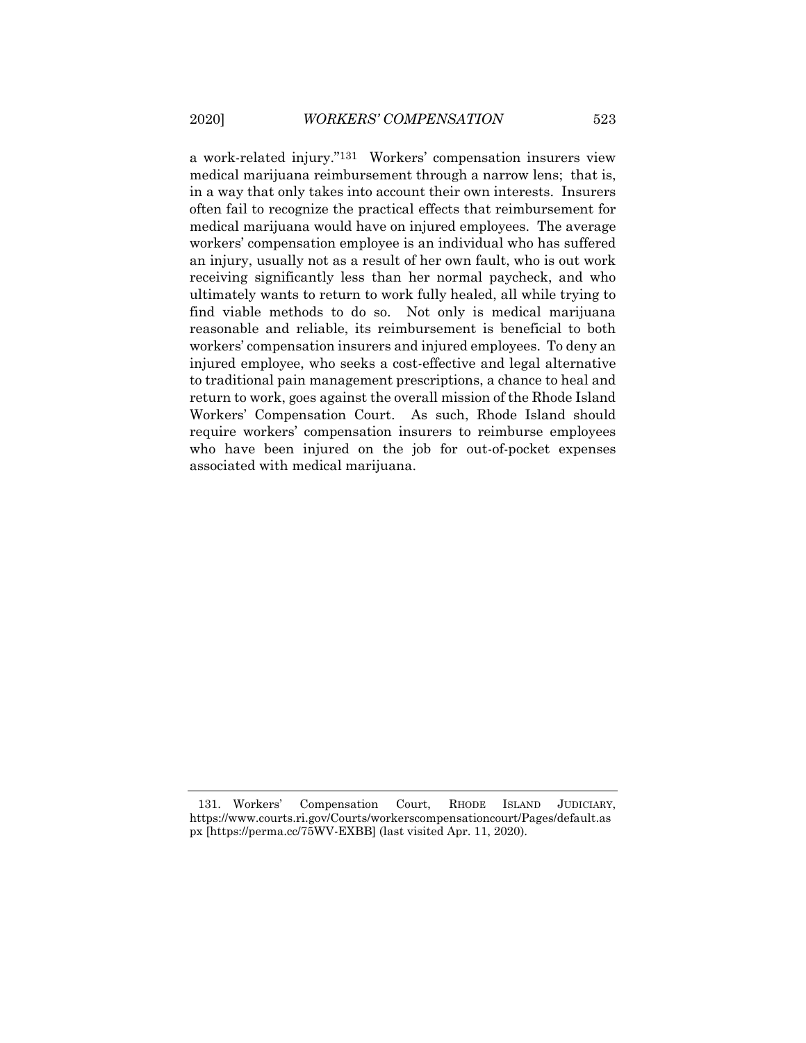a work-related injury."[131] Workers' compensation insurers view medical marijuana reimbursement through a narrow lens; that is, in a way that only takes into account their own interests. Insurers often fail to recognize the practical effects that reimbursement for medical marijuana would have on injured employees. The average workers' compensation employee is an individual who has suffered an injury, usually not as a result of her own fault, who is out work receiving significantly less than her normal paycheck, and who ultimately wants to return to work fully healed, all while trying to find viable methods to do so. Not only is medical marijuana reasonable and reliable, its reimbursement is beneficial to both workers' compensation insurers and injured employees. To deny an injured employee, who seeks a cost-effective and legal alternative to traditional pain management prescriptions, a chance to heal and return to work, goes against the overall mission of the Rhode Island Workers' Compensation Court. As such, Rhode Island should require workers' compensation insurers to reimburse employees who have been injured on the job for out-of-pocket expenses associated with medical marijuana.

---

131. Workers' Compensation Court, RHODE ISLAND JUDICIARY, https://www.courts.ri.gov/Courts/workerscompensationcourt/Pages/default.aspx [https://perma.cc/75WV-EXBB] (last visited Apr. 11, 2020).